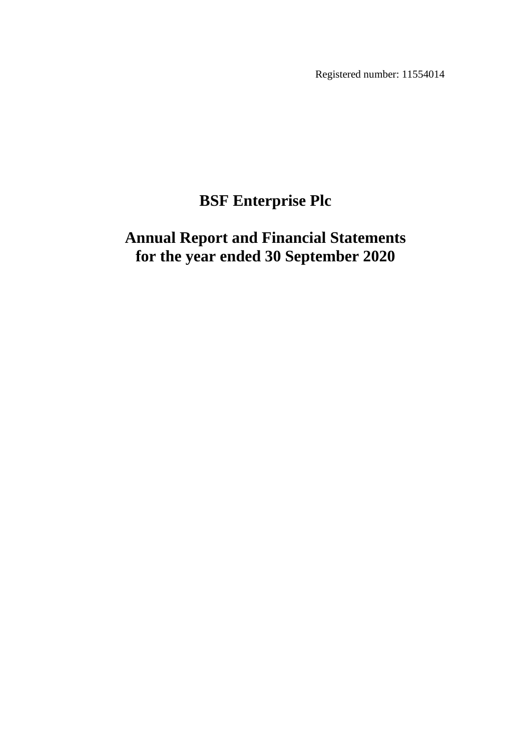Registered number: 11554014

# BSF Enterprise Plc

# Annual Report and Financial Statements for the year ended 30 September 2020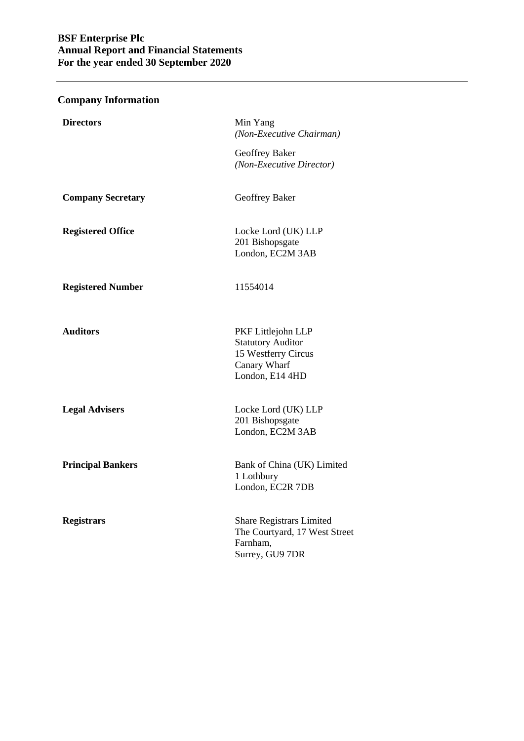**BSF Enterprise Plc**
**Annual Report and Financial Statements**
**For the year ended 30 September 2020**

## Company Information

| | |
|---|---|
| **Directors** | Min Yang<br>*(Non-Executive Chairman)*<br><br>Geoffrey Baker<br>*(Non-Executive Director)* |
| **Company Secretary** | Geoffrey Baker |
| **Registered Office** | Locke Lord (UK) LLP<br>201 Bishopsgate<br>London, EC2M 3AB |
| **Registered Number** | 11554014 |
| **Auditors** | PKF Littlejohn LLP<br>Statutory Auditor<br>15 Westferry Circus<br>Canary Wharf<br>London, E14 4HD |
| **Legal Advisers** | Locke Lord (UK) LLP<br>201 Bishopsgate<br>London, EC2M 3AB |
| **Principal Bankers** | Bank of China (UK) Limited<br>1 Lothbury<br>London, EC2R 7DB |
| **Registrars** | Share Registrars Limited<br>The Courtyard, 17 West Street<br>Farnham,<br>Surrey, GU9 7DR |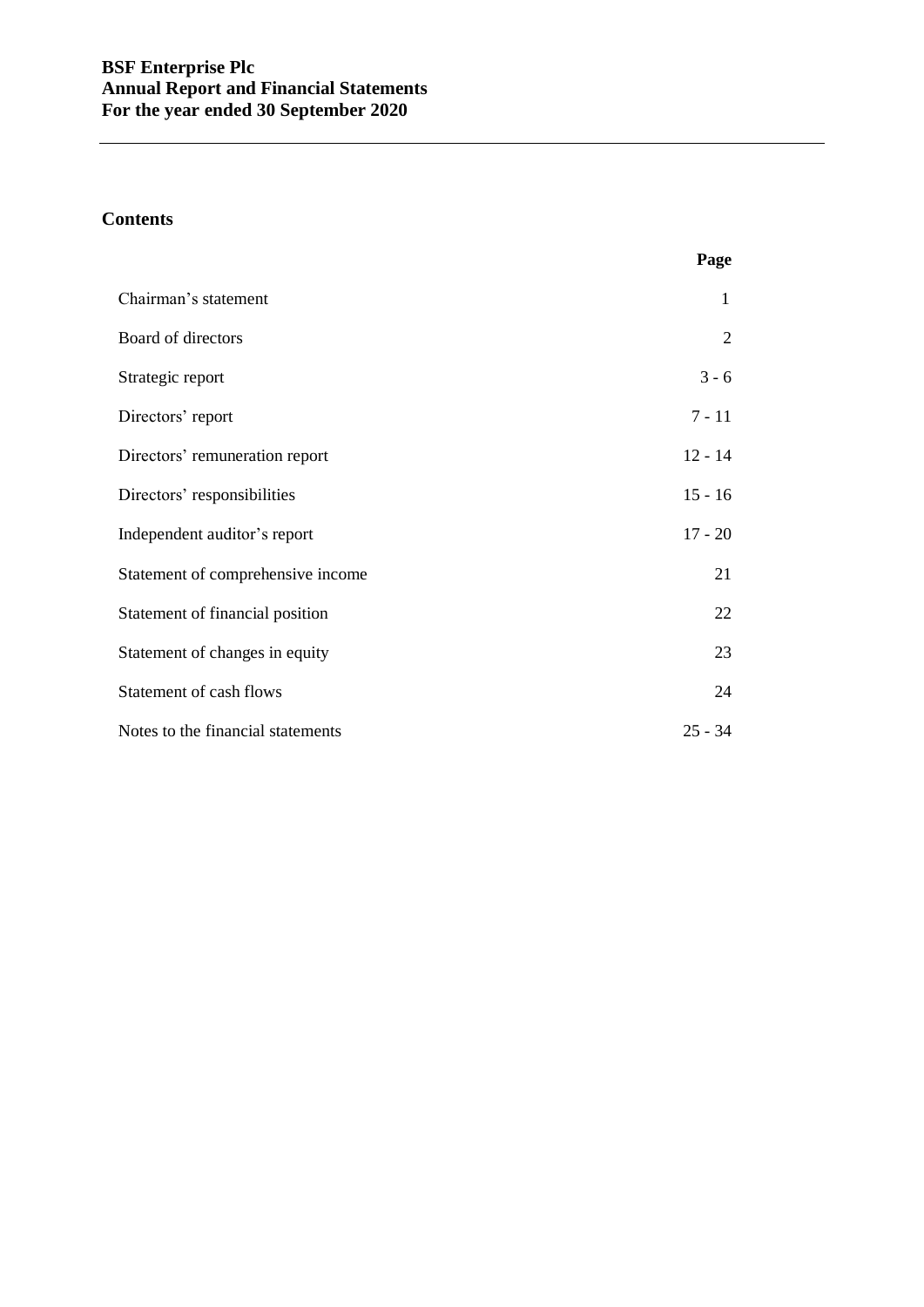**BSF Enterprise Plc**
**Annual Report and Financial Statements**
**For the year ended 30 September 2020**

## Contents

| | Page |
|---|---|
| Chairman's statement | 1 |
| Board of directors | 2 |
| Strategic report | 3 - 6 |
| Directors' report | 7 - 11 |
| Directors' remuneration report | 12 - 14 |
| Directors' responsibilities | 15 - 16 |
| Independent auditor's report | 17 - 20 |
| Statement of comprehensive income | 21 |
| Statement of financial position | 22 |
| Statement of changes in equity | 23 |
| Statement of cash flows | 24 |
| Notes to the financial statements | 25 - 34 |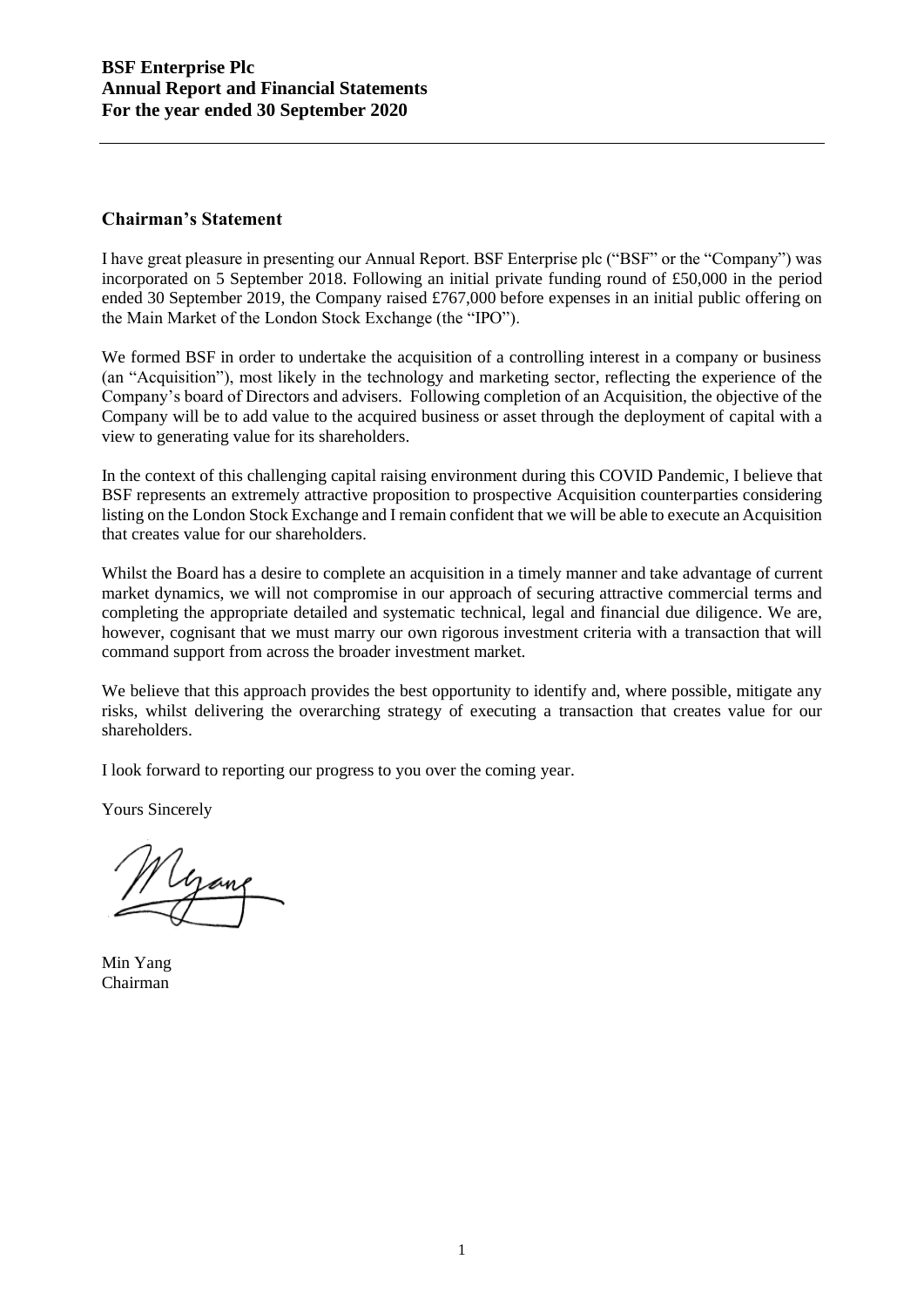## Chairman's Statement

I have great pleasure in presenting our Annual Report. BSF Enterprise plc ("BSF" or the "Company") was incorporated on 5 September 2018. Following an initial private funding round of £50,000 in the period ended 30 September 2019, the Company raised £767,000 before expenses in an initial public offering on the Main Market of the London Stock Exchange (the "IPO").

We formed BSF in order to undertake the acquisition of a controlling interest in a company or business (an "Acquisition"), most likely in the technology and marketing sector, reflecting the experience of the Company's board of Directors and advisers. Following completion of an Acquisition, the objective of the Company will be to add value to the acquired business or asset through the deployment of capital with a view to generating value for its shareholders.

In the context of this challenging capital raising environment during this COVID Pandemic, I believe that BSF represents an extremely attractive proposition to prospective Acquisition counterparties considering listing on the London Stock Exchange and I remain confident that we will be able to execute an Acquisition that creates value for our shareholders.

Whilst the Board has a desire to complete an acquisition in a timely manner and take advantage of current market dynamics, we will not compromise in our approach of securing attractive commercial terms and completing the appropriate detailed and systematic technical, legal and financial due diligence. We are, however, cognisant that we must marry our own rigorous investment criteria with a transaction that will command support from across the broader investment market.

We believe that this approach provides the best opportunity to identify and, where possible, mitigate any risks, whilst delivering the overarching strategy of executing a transaction that creates value for our shareholders.

I look forward to reporting our progress to you over the coming year.

Yours Sincerely

Min Yang
Chairman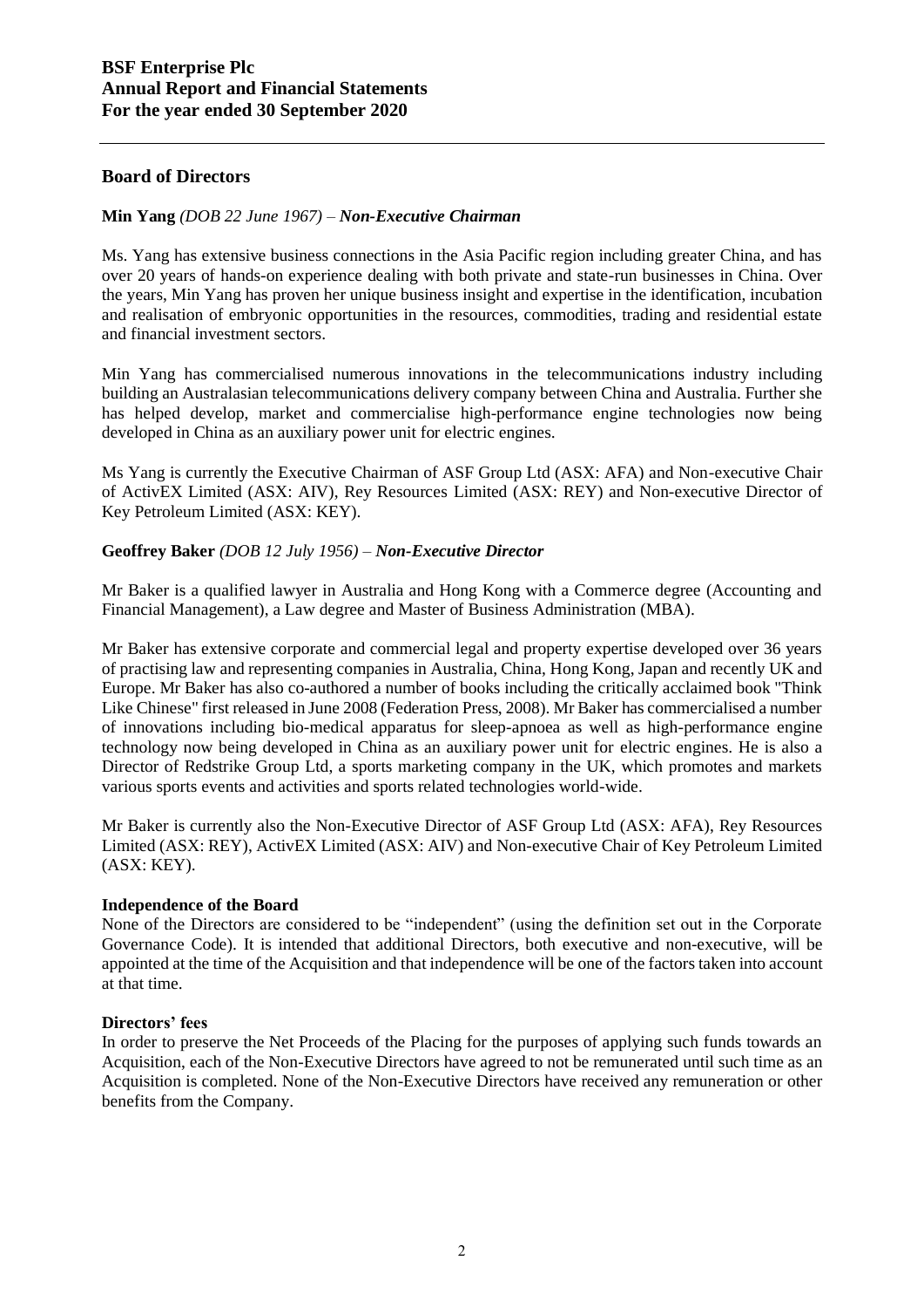## Board of Directors

**Min Yang** *(DOB 22 June 1967)* – ***Non-Executive Chairman***

Ms. Yang has extensive business connections in the Asia Pacific region including greater China, and has over 20 years of hands-on experience dealing with both private and state-run businesses in China. Over the years, Min Yang has proven her unique business insight and expertise in the identification, incubation and realisation of embryonic opportunities in the resources, commodities, trading and residential estate and financial investment sectors.

Min Yang has commercialised numerous innovations in the telecommunications industry including building an Australasian telecommunications delivery company between China and Australia. Further she has helped develop, market and commercialise high-performance engine technologies now being developed in China as an auxiliary power unit for electric engines.

Ms Yang is currently the Executive Chairman of ASF Group Ltd (ASX: AFA) and Non-executive Chair of ActivEX Limited (ASX: AIV), Rey Resources Limited (ASX: REY) and Non-executive Director of Key Petroleum Limited (ASX: KEY).

**Geoffrey Baker** *(DOB 12 July 1956)* – ***Non-Executive Director***

Mr Baker is a qualified lawyer in Australia and Hong Kong with a Commerce degree (Accounting and Financial Management), a Law degree and Master of Business Administration (MBA).

Mr Baker has extensive corporate and commercial legal and property expertise developed over 36 years of practising law and representing companies in Australia, China, Hong Kong, Japan and recently UK and Europe. Mr Baker has also co-authored a number of books including the critically acclaimed book "Think Like Chinese" first released in June 2008 (Federation Press, 2008). Mr Baker has commercialised a number of innovations including bio-medical apparatus for sleep-apnoea as well as high-performance engine technology now being developed in China as an auxiliary power unit for electric engines. He is also a Director of Redstrike Group Ltd, a sports marketing company in the UK, which promotes and markets various sports events and activities and sports related technologies world-wide.

Mr Baker is currently also the Non-Executive Director of ASF Group Ltd (ASX: AFA), Rey Resources Limited (ASX: REY), ActivEX Limited (ASX: AIV) and Non-executive Chair of Key Petroleum Limited (ASX: KEY).

**Independence of the Board**

None of the Directors are considered to be "independent" (using the definition set out in the Corporate Governance Code). It is intended that additional Directors, both executive and non-executive, will be appointed at the time of the Acquisition and that independence will be one of the factors taken into account at that time.

**Directors' fees**

In order to preserve the Net Proceeds of the Placing for the purposes of applying such funds towards an Acquisition, each of the Non-Executive Directors have agreed to not be remunerated until such time as an Acquisition is completed. None of the Non-Executive Directors have received any remuneration or other benefits from the Company.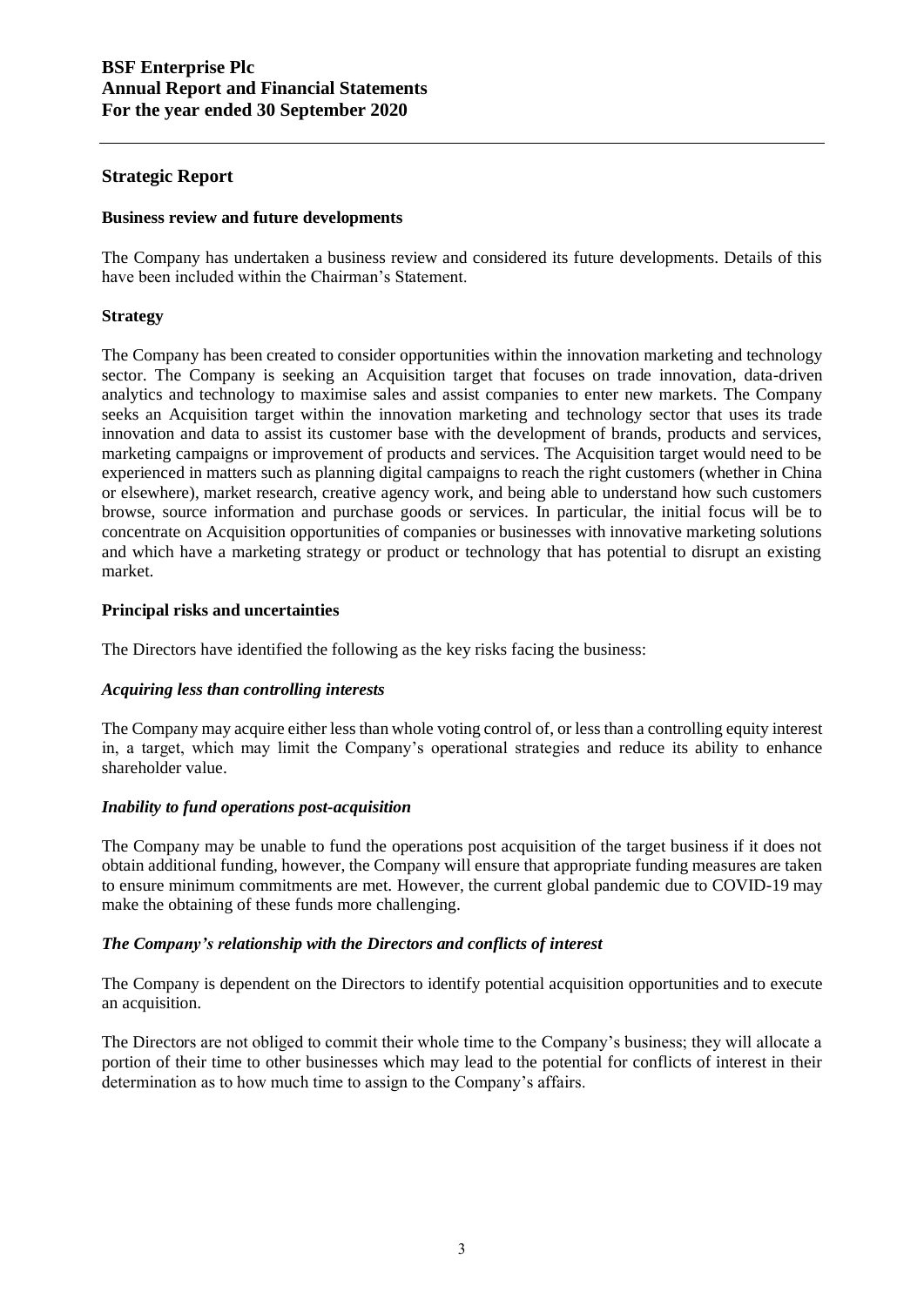## Strategic Report

### Business review and future developments

The Company has undertaken a business review and considered its future developments. Details of this have been included within the Chairman's Statement.

### Strategy

The Company has been created to consider opportunities within the innovation marketing and technology sector. The Company is seeking an Acquisition target that focuses on trade innovation, data-driven analytics and technology to maximise sales and assist companies to enter new markets. The Company seeks an Acquisition target within the innovation marketing and technology sector that uses its trade innovation and data to assist its customer base with the development of brands, products and services, marketing campaigns or improvement of products and services. The Acquisition target would need to be experienced in matters such as planning digital campaigns to reach the right customers (whether in China or elsewhere), market research, creative agency work, and being able to understand how such customers browse, source information and purchase goods or services. In particular, the initial focus will be to concentrate on Acquisition opportunities of companies or businesses with innovative marketing solutions and which have a marketing strategy or product or technology that has potential to disrupt an existing market.

### Principal risks and uncertainties

The Directors have identified the following as the key risks facing the business:

#### *Acquiring less than controlling interests*

The Company may acquire either less than whole voting control of, or less than a controlling equity interest in, a target, which may limit the Company's operational strategies and reduce its ability to enhance shareholder value.

#### *Inability to fund operations post-acquisition*

The Company may be unable to fund the operations post acquisition of the target business if it does not obtain additional funding, however, the Company will ensure that appropriate funding measures are taken to ensure minimum commitments are met. However, the current global pandemic due to COVID-19 may make the obtaining of these funds more challenging.

#### *The Company's relationship with the Directors and conflicts of interest*

The Company is dependent on the Directors to identify potential acquisition opportunities and to execute an acquisition.

The Directors are not obliged to commit their whole time to the Company's business; they will allocate a portion of their time to other businesses which may lead to the potential for conflicts of interest in their determination as to how much time to assign to the Company's affairs.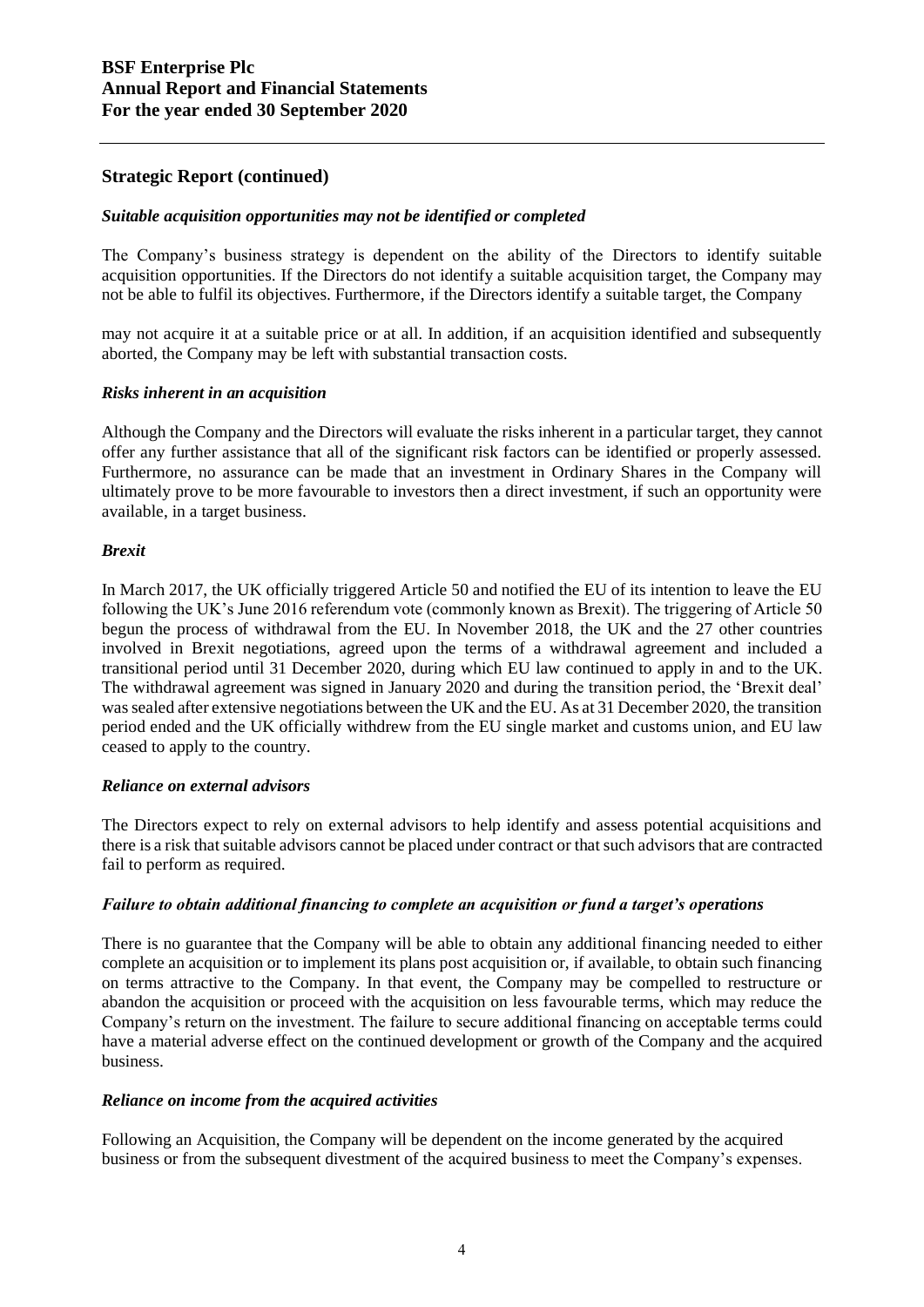## Strategic Report (continued)

### *Suitable acquisition opportunities may not be identified or completed*

The Company's business strategy is dependent on the ability of the Directors to identify suitable acquisition opportunities. If the Directors do not identify a suitable acquisition target, the Company may not be able to fulfil its objectives. Furthermore, if the Directors identify a suitable target, the Company

may not acquire it at a suitable price or at all. In addition, if an acquisition identified and subsequently aborted, the Company may be left with substantial transaction costs.

### *Risks inherent in an acquisition*

Although the Company and the Directors will evaluate the risks inherent in a particular target, they cannot offer any further assistance that all of the significant risk factors can be identified or properly assessed. Furthermore, no assurance can be made that an investment in Ordinary Shares in the Company will ultimately prove to be more favourable to investors then a direct investment, if such an opportunity were available, in a target business.

### *Brexit*

In March 2017, the UK officially triggered Article 50 and notified the EU of its intention to leave the EU following the UK's June 2016 referendum vote (commonly known as Brexit). The triggering of Article 50 begun the process of withdrawal from the EU. In November 2018, the UK and the 27 other countries involved in Brexit negotiations, agreed upon the terms of a withdrawal agreement and included a transitional period until 31 December 2020, during which EU law continued to apply in and to the UK. The withdrawal agreement was signed in January 2020 and during the transition period, the 'Brexit deal' was sealed after extensive negotiations between the UK and the EU. As at 31 December 2020, the transition period ended and the UK officially withdrew from the EU single market and customs union, and EU law ceased to apply to the country.

### *Reliance on external advisors*

The Directors expect to rely on external advisors to help identify and assess potential acquisitions and there is a risk that suitable advisors cannot be placed under contract or that such advisors that are contracted fail to perform as required.

### *Failure to obtain additional financing to complete an acquisition or fund a target's operations*

There is no guarantee that the Company will be able to obtain any additional financing needed to either complete an acquisition or to implement its plans post acquisition or, if available, to obtain such financing on terms attractive to the Company. In that event, the Company may be compelled to restructure or abandon the acquisition or proceed with the acquisition on less favourable terms, which may reduce the Company's return on the investment. The failure to secure additional financing on acceptable terms could have a material adverse effect on the continued development or growth of the Company and the acquired business.

### *Reliance on income from the acquired activities*

Following an Acquisition, the Company will be dependent on the income generated by the acquired business or from the subsequent divestment of the acquired business to meet the Company's expenses.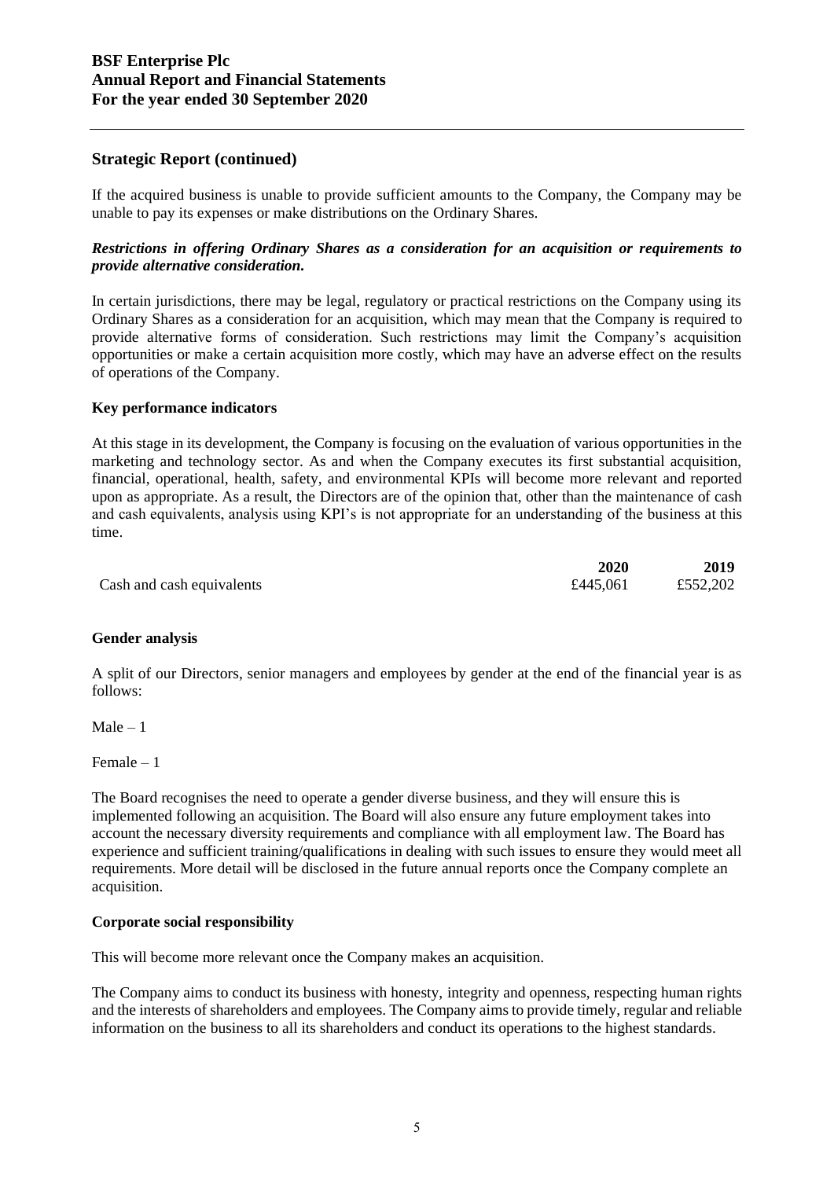## Strategic Report (continued)

If the acquired business is unable to provide sufficient amounts to the Company, the Company may be unable to pay its expenses or make distributions on the Ordinary Shares.

***Restrictions in offering Ordinary Shares as a consideration for an acquisition or requirements to provide alternative consideration.***

In certain jurisdictions, there may be legal, regulatory or practical restrictions on the Company using its Ordinary Shares as a consideration for an acquisition, which may mean that the Company is required to provide alternative forms of consideration. Such restrictions may limit the Company's acquisition opportunities or make a certain acquisition more costly, which may have an adverse effect on the results of operations of the Company.

### Key performance indicators

At this stage in its development, the Company is focusing on the evaluation of various opportunities in the marketing and technology sector. As and when the Company executes its first substantial acquisition, financial, operational, health, safety, and environmental KPIs will become more relevant and reported upon as appropriate. As a result, the Directors are of the opinion that, other than the maintenance of cash and cash equivalents, analysis using KPI's is not appropriate for an understanding of the business at this time.

| | 2020 | 2019 |
|---|---|---|
| Cash and cash equivalents | £445,061 | £552,202 |

### Gender analysis

A split of our Directors, senior managers and employees by gender at the end of the financial year is as follows:

Male – 1

Female – 1

The Board recognises the need to operate a gender diverse business, and they will ensure this is implemented following an acquisition. The Board will also ensure any future employment takes into account the necessary diversity requirements and compliance with all employment law. The Board has experience and sufficient training/qualifications in dealing with such issues to ensure they would meet all requirements. More detail will be disclosed in the future annual reports once the Company complete an acquisition.

### Corporate social responsibility

This will become more relevant once the Company makes an acquisition.

The Company aims to conduct its business with honesty, integrity and openness, respecting human rights and the interests of shareholders and employees. The Company aims to provide timely, regular and reliable information on the business to all its shareholders and conduct its operations to the highest standards.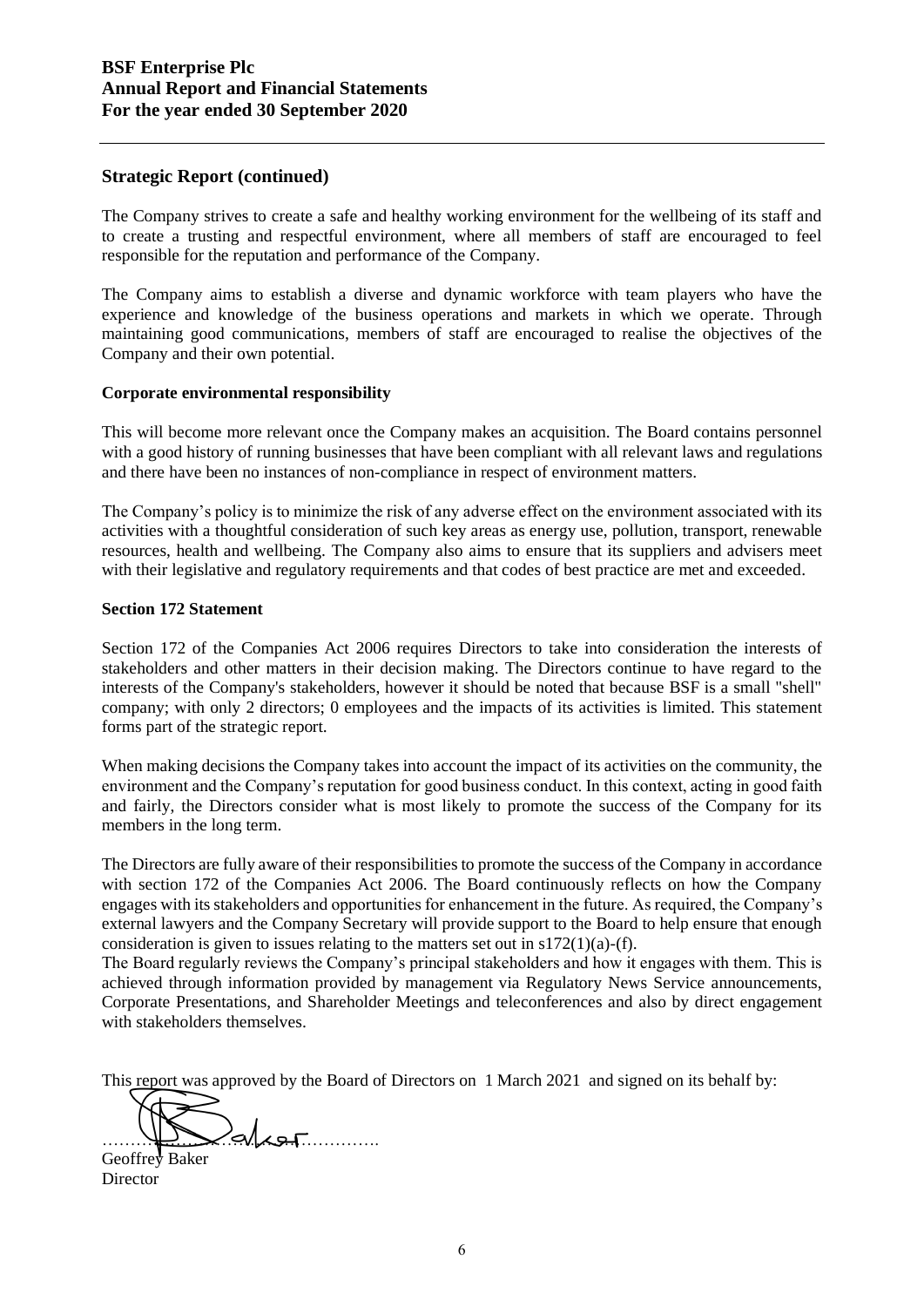## Strategic Report (continued)

The Company strives to create a safe and healthy working environment for the wellbeing of its staff and to create a trusting and respectful environment, where all members of staff are encouraged to feel responsible for the reputation and performance of the Company.

The Company aims to establish a diverse and dynamic workforce with team players who have the experience and knowledge of the business operations and markets in which we operate. Through maintaining good communications, members of staff are encouraged to realise the objectives of the Company and their own potential.

### Corporate environmental responsibility

This will become more relevant once the Company makes an acquisition. The Board contains personnel with a good history of running businesses that have been compliant with all relevant laws and regulations and there have been no instances of non-compliance in respect of environment matters.

The Company's policy is to minimize the risk of any adverse effect on the environment associated with its activities with a thoughtful consideration of such key areas as energy use, pollution, transport, renewable resources, health and wellbeing. The Company also aims to ensure that its suppliers and advisers meet with their legislative and regulatory requirements and that codes of best practice are met and exceeded.

### Section 172 Statement

Section 172 of the Companies Act 2006 requires Directors to take into consideration the interests of stakeholders and other matters in their decision making. The Directors continue to have regard to the interests of the Company's stakeholders, however it should be noted that because BSF is a small "shell" company; with only 2 directors; 0 employees and the impacts of its activities is limited. This statement forms part of the strategic report.

When making decisions the Company takes into account the impact of its activities on the community, the environment and the Company's reputation for good business conduct. In this context, acting in good faith and fairly, the Directors consider what is most likely to promote the success of the Company for its members in the long term.

The Directors are fully aware of their responsibilities to promote the success of the Company in accordance with section 172 of the Companies Act 2006. The Board continuously reflects on how the Company engages with its stakeholders and opportunities for enhancement in the future. As required, the Company's external lawyers and the Company Secretary will provide support to the Board to help ensure that enough consideration is given to issues relating to the matters set out in s172(1)(a)-(f).

The Board regularly reviews the Company's principal stakeholders and how it engages with them. This is achieved through information provided by management via Regulatory News Service announcements, Corporate Presentations, and Shareholder Meetings and teleconferences and also by direct engagement with stakeholders themselves.

This report was approved by the Board of Directors on 1 March 2021 and signed on its behalf by:

……………………………………….

Geoffrey Baker
Director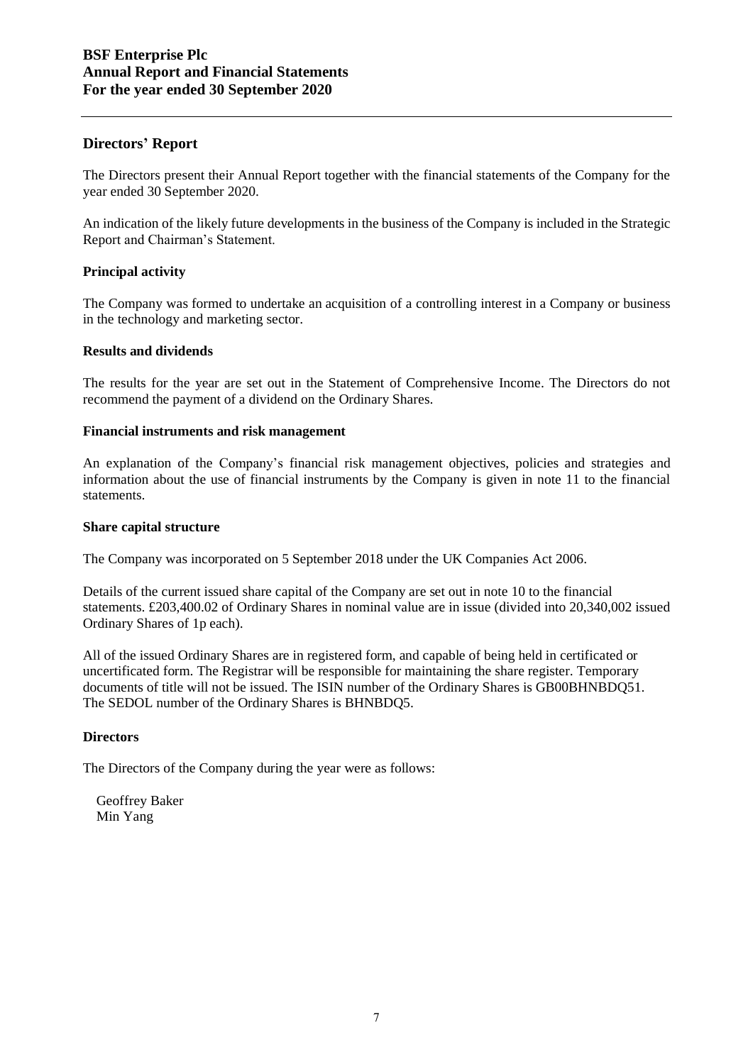## Directors' Report

The Directors present their Annual Report together with the financial statements of the Company for the year ended 30 September 2020.

An indication of the likely future developments in the business of the Company is included in the Strategic Report and Chairman's Statement.

### Principal activity

The Company was formed to undertake an acquisition of a controlling interest in a Company or business in the technology and marketing sector.

### Results and dividends

The results for the year are set out in the Statement of Comprehensive Income. The Directors do not recommend the payment of a dividend on the Ordinary Shares.

### Financial instruments and risk management

An explanation of the Company's financial risk management objectives, policies and strategies and information about the use of financial instruments by the Company is given in note 11 to the financial statements.

### Share capital structure

The Company was incorporated on 5 September 2018 under the UK Companies Act 2006.

Details of the current issued share capital of the Company are set out in note 10 to the financial statements. £203,400.02 of Ordinary Shares in nominal value are in issue (divided into 20,340,002 issued Ordinary Shares of 1p each).

All of the issued Ordinary Shares are in registered form, and capable of being held in certificated or uncertificated form. The Registrar will be responsible for maintaining the share register. Temporary documents of title will not be issued. The ISIN number of the Ordinary Shares is GB00BHNBDQ51. The SEDOL number of the Ordinary Shares is BHNBDQ5.

### Directors

The Directors of the Company during the year were as follows:

Geoffrey Baker
Min Yang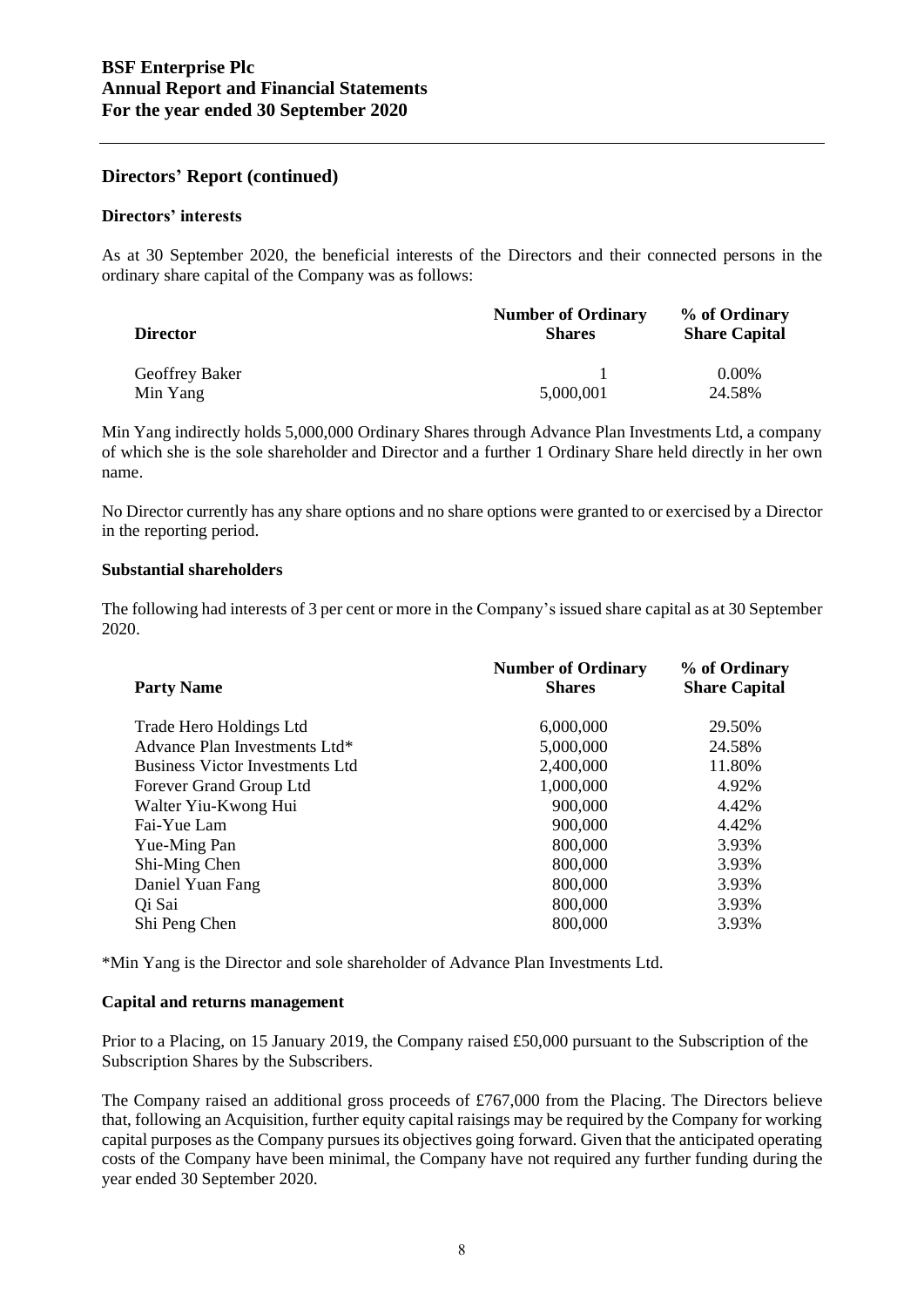## Directors' Report (continued)

### Directors' interests

As at 30 September 2020, the beneficial interests of the Directors and their connected persons in the ordinary share capital of the Company was as follows:

| Director | Number of Ordinary Shares | % of Ordinary Share Capital |
|---|---|---|
| Geoffrey Baker | 1 | 0.00% |
| Min Yang | 5,000,001 | 24.58% |

Min Yang indirectly holds 5,000,000 Ordinary Shares through Advance Plan Investments Ltd, a company of which she is the sole shareholder and Director and a further 1 Ordinary Share held directly in her own name.

No Director currently has any share options and no share options were granted to or exercised by a Director in the reporting period.

### Substantial shareholders

The following had interests of 3 per cent or more in the Company's issued share capital as at 30 September 2020.

| Party Name | Number of Ordinary Shares | % of Ordinary Share Capital |
|---|---|---|
| Trade Hero Holdings Ltd | 6,000,000 | 29.50% |
| Advance Plan Investments Ltd* | 5,000,000 | 24.58% |
| Business Victor Investments Ltd | 2,400,000 | 11.80% |
| Forever Grand Group Ltd | 1,000,000 | 4.92% |
| Walter Yiu-Kwong Hui | 900,000 | 4.42% |
| Fai-Yue Lam | 900,000 | 4.42% |
| Yue-Ming Pan | 800,000 | 3.93% |
| Shi-Ming Chen | 800,000 | 3.93% |
| Daniel Yuan Fang | 800,000 | 3.93% |
| Qi Sai | 800,000 | 3.93% |
| Shi Peng Chen | 800,000 | 3.93% |

*Min Yang is the Director and sole shareholder of Advance Plan Investments Ltd.

### Capital and returns management

Prior to a Placing, on 15 January 2019, the Company raised £50,000 pursuant to the Subscription of the Subscription Shares by the Subscribers.

The Company raised an additional gross proceeds of £767,000 from the Placing. The Directors believe that, following an Acquisition, further equity capital raisings may be required by the Company for working capital purposes as the Company pursues its objectives going forward. Given that the anticipated operating costs of the Company have been minimal, the Company have not required any further funding during the year ended 30 September 2020.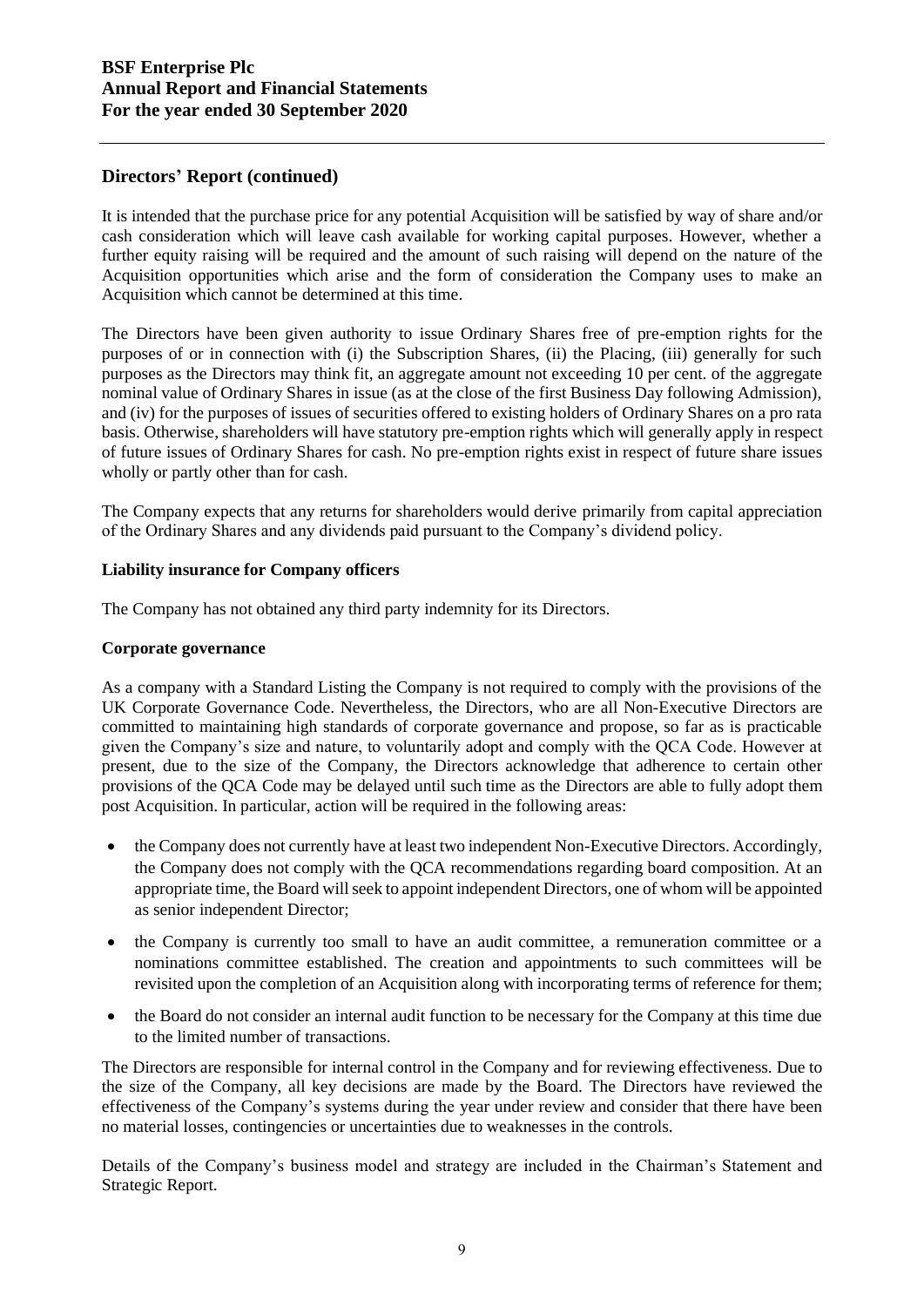## Directors' Report (continued)

It is intended that the purchase price for any potential Acquisition will be satisfied by way of share and/or cash consideration which will leave cash available for working capital purposes. However, whether a further equity raising will be required and the amount of such raising will depend on the nature of the Acquisition opportunities which arise and the form of consideration the Company uses to make an Acquisition which cannot be determined at this time.

The Directors have been given authority to issue Ordinary Shares free of pre-emption rights for the purposes of or in connection with (i) the Subscription Shares, (ii) the Placing, (iii) generally for such purposes as the Directors may think fit, an aggregate amount not exceeding 10 per cent. of the aggregate nominal value of Ordinary Shares in issue (as at the close of the first Business Day following Admission), and (iv) for the purposes of issues of securities offered to existing holders of Ordinary Shares on a pro rata basis. Otherwise, shareholders will have statutory pre-emption rights which will generally apply in respect of future issues of Ordinary Shares for cash. No pre-emption rights exist in respect of future share issues wholly or partly other than for cash.

The Company expects that any returns for shareholders would derive primarily from capital appreciation of the Ordinary Shares and any dividends paid pursuant to the Company's dividend policy.

**Liability insurance for Company officers**

The Company has not obtained any third party indemnity for its Directors.

**Corporate governance**

As a company with a Standard Listing the Company is not required to comply with the provisions of the UK Corporate Governance Code. Nevertheless, the Directors, who are all Non-Executive Directors are committed to maintaining high standards of corporate governance and propose, so far as is practicable given the Company's size and nature, to voluntarily adopt and comply with the QCA Code. However at present, due to the size of the Company, the Directors acknowledge that adherence to certain other provisions of the QCA Code may be delayed until such time as the Directors are able to fully adopt them post Acquisition. In particular, action will be required in the following areas:

- the Company does not currently have at least two independent Non-Executive Directors. Accordingly, the Company does not comply with the QCA recommendations regarding board composition. At an appropriate time, the Board will seek to appoint independent Directors, one of whom will be appointed as senior independent Director;
- the Company is currently too small to have an audit committee, a remuneration committee or a nominations committee established. The creation and appointments to such committees will be revisited upon the completion of an Acquisition along with incorporating terms of reference for them;
- the Board do not consider an internal audit function to be necessary for the Company at this time due to the limited number of transactions.

The Directors are responsible for internal control in the Company and for reviewing effectiveness. Due to the size of the Company, all key decisions are made by the Board. The Directors have reviewed the effectiveness of the Company's systems during the year under review and consider that there have been no material losses, contingencies or uncertainties due to weaknesses in the controls.

Details of the Company's business model and strategy are included in the Chairman's Statement and Strategic Report.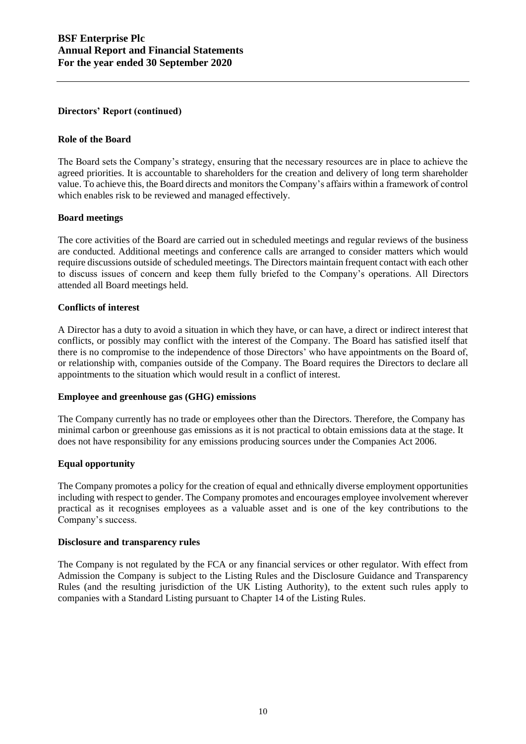## Directors' Report (continued)

### Role of the Board

The Board sets the Company's strategy, ensuring that the necessary resources are in place to achieve the agreed priorities. It is accountable to shareholders for the creation and delivery of long term shareholder value. To achieve this, the Board directs and monitors the Company's affairs within a framework of control which enables risk to be reviewed and managed effectively.

### Board meetings

The core activities of the Board are carried out in scheduled meetings and regular reviews of the business are conducted. Additional meetings and conference calls are arranged to consider matters which would require discussions outside of scheduled meetings. The Directors maintain frequent contact with each other to discuss issues of concern and keep them fully briefed to the Company's operations. All Directors attended all Board meetings held.

### Conflicts of interest

A Director has a duty to avoid a situation in which they have, or can have, a direct or indirect interest that conflicts, or possibly may conflict with the interest of the Company. The Board has satisfied itself that there is no compromise to the independence of those Directors' who have appointments on the Board of, or relationship with, companies outside of the Company. The Board requires the Directors to declare all appointments to the situation which would result in a conflict of interest.

### Employee and greenhouse gas (GHG) emissions

The Company currently has no trade or employees other than the Directors. Therefore, the Company has minimal carbon or greenhouse gas emissions as it is not practical to obtain emissions data at the stage. It does not have responsibility for any emissions producing sources under the Companies Act 2006.

### Equal opportunity

The Company promotes a policy for the creation of equal and ethnically diverse employment opportunities including with respect to gender. The Company promotes and encourages employee involvement wherever practical as it recognises employees as a valuable asset and is one of the key contributions to the Company's success.

### Disclosure and transparency rules

The Company is not regulated by the FCA or any financial services or other regulator. With effect from Admission the Company is subject to the Listing Rules and the Disclosure Guidance and Transparency Rules (and the resulting jurisdiction of the UK Listing Authority), to the extent such rules apply to companies with a Standard Listing pursuant to Chapter 14 of the Listing Rules.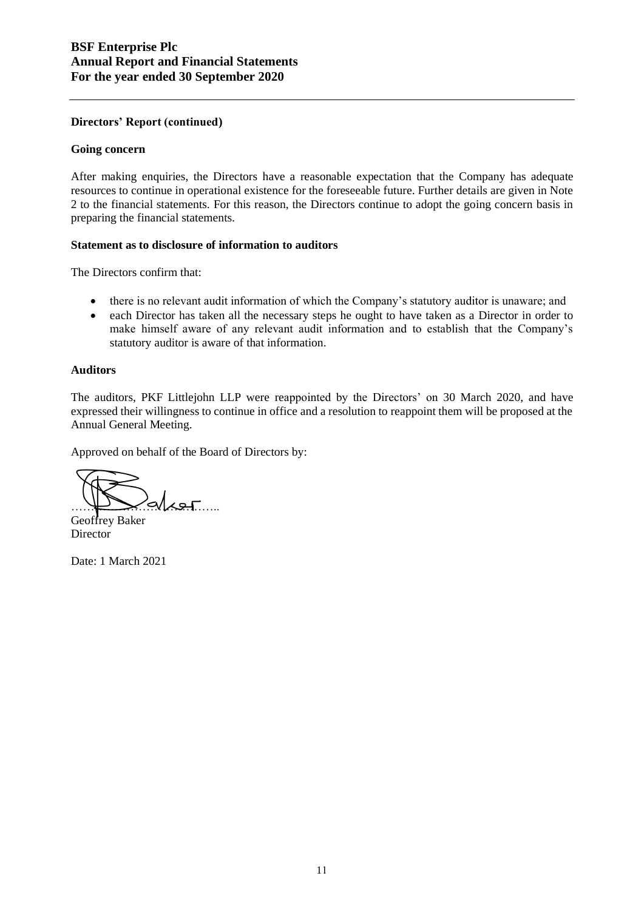## Directors' Report (continued)

### Going concern

After making enquiries, the Directors have a reasonable expectation that the Company has adequate resources to continue in operational existence for the foreseeable future. Further details are given in Note 2 to the financial statements. For this reason, the Directors continue to adopt the going concern basis in preparing the financial statements.

### Statement as to disclosure of information to auditors

The Directors confirm that:

- there is no relevant audit information of which the Company's statutory auditor is unaware; and
- each Director has taken all the necessary steps he ought to have taken as a Director in order to make himself aware of any relevant audit information and to establish that the Company's statutory auditor is aware of that information.

### Auditors

The auditors, PKF Littlejohn LLP were reappointed by the Directors' on 30 March 2020, and have expressed their willingness to continue in office and a resolution to reappoint them will be proposed at the Annual General Meeting.

Approved on behalf of the Board of Directors by:

……………………………..

Geoffrey Baker
Director

Date: 1 March 2021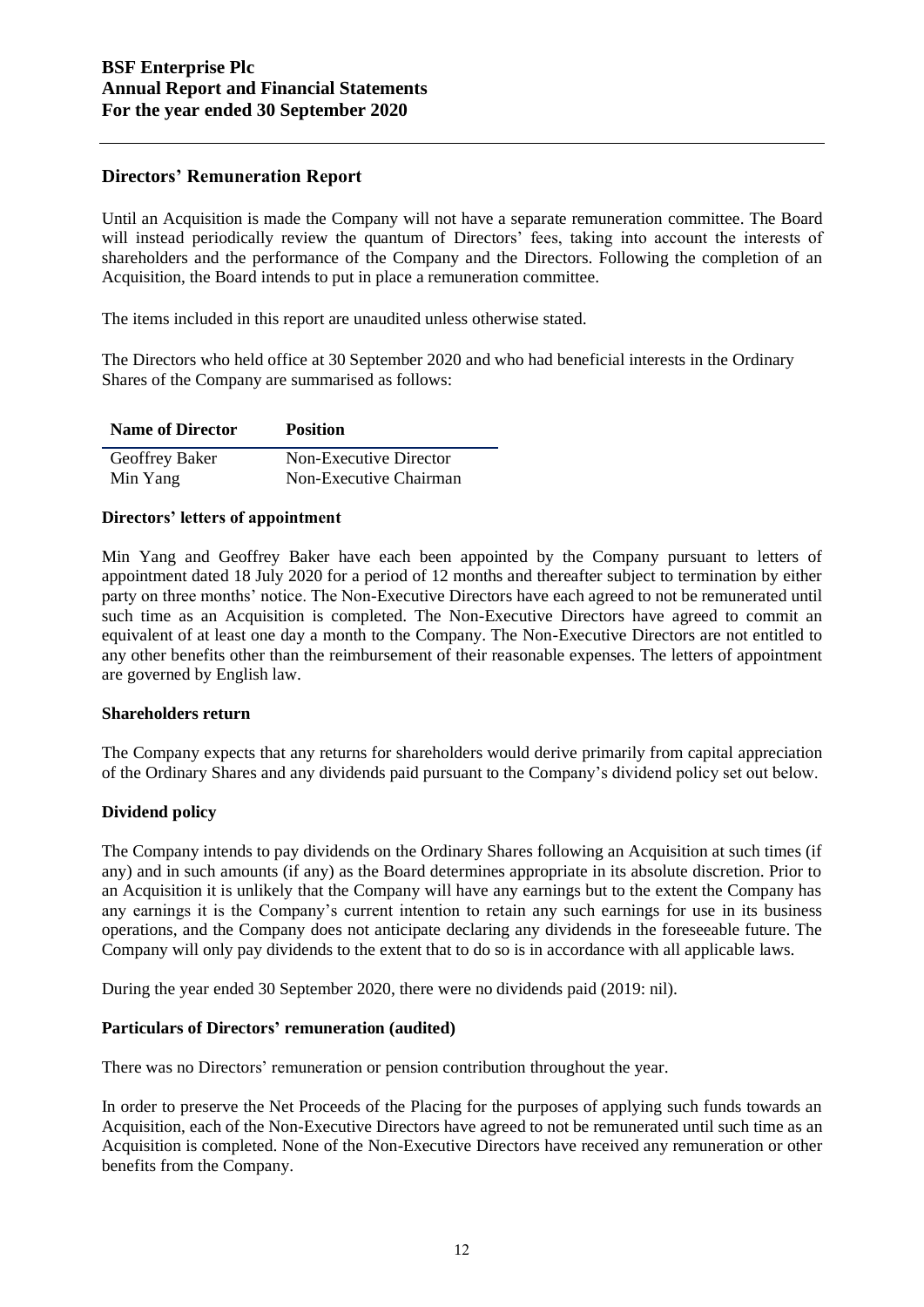## Directors' Remuneration Report

Until an Acquisition is made the Company will not have a separate remuneration committee. The Board will instead periodically review the quantum of Directors' fees, taking into account the interests of shareholders and the performance of the Company and the Directors. Following the completion of an Acquisition, the Board intends to put in place a remuneration committee.

The items included in this report are unaudited unless otherwise stated.

The Directors who held office at 30 September 2020 and who had beneficial interests in the Ordinary Shares of the Company are summarised as follows:

| Name of Director | Position |
|---|---|
| Geoffrey Baker | Non-Executive Director |
| Min Yang | Non-Executive Chairman |

### Directors' letters of appointment

Min Yang and Geoffrey Baker have each been appointed by the Company pursuant to letters of appointment dated 18 July 2020 for a period of 12 months and thereafter subject to termination by either party on three months' notice. The Non-Executive Directors have each agreed to not be remunerated until such time as an Acquisition is completed. The Non-Executive Directors have agreed to commit an equivalent of at least one day a month to the Company. The Non-Executive Directors are not entitled to any other benefits other than the reimbursement of their reasonable expenses. The letters of appointment are governed by English law.

### Shareholders return

The Company expects that any returns for shareholders would derive primarily from capital appreciation of the Ordinary Shares and any dividends paid pursuant to the Company's dividend policy set out below.

### Dividend policy

The Company intends to pay dividends on the Ordinary Shares following an Acquisition at such times (if any) and in such amounts (if any) as the Board determines appropriate in its absolute discretion. Prior to an Acquisition it is unlikely that the Company will have any earnings but to the extent the Company has any earnings it is the Company's current intention to retain any such earnings for use in its business operations, and the Company does not anticipate declaring any dividends in the foreseeable future. The Company will only pay dividends to the extent that to do so is in accordance with all applicable laws.

During the year ended 30 September 2020, there were no dividends paid (2019: nil).

### Particulars of Directors' remuneration (audited)

There was no Directors' remuneration or pension contribution throughout the year.

In order to preserve the Net Proceeds of the Placing for the purposes of applying such funds towards an Acquisition, each of the Non-Executive Directors have agreed to not be remunerated until such time as an Acquisition is completed. None of the Non-Executive Directors have received any remuneration or other benefits from the Company.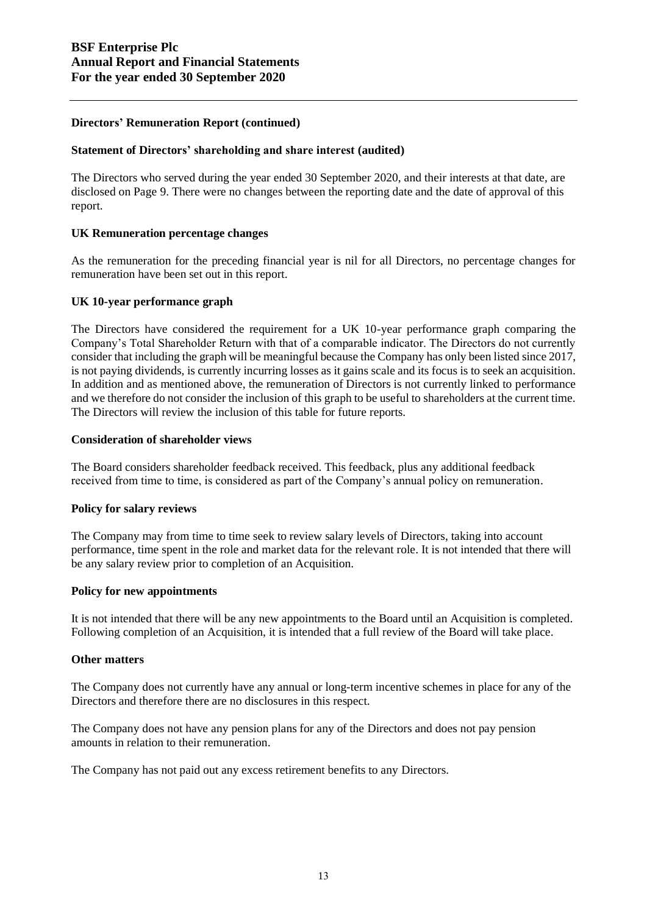## Directors' Remuneration Report (continued)

### Statement of Directors' shareholding and share interest (audited)

The Directors who served during the year ended 30 September 2020, and their interests at that date, are disclosed on Page 9. There were no changes between the reporting date and the date of approval of this report.

### UK Remuneration percentage changes

As the remuneration for the preceding financial year is nil for all Directors, no percentage changes for remuneration have been set out in this report.

### UK 10-year performance graph

The Directors have considered the requirement for a UK 10-year performance graph comparing the Company's Total Shareholder Return with that of a comparable indicator. The Directors do not currently consider that including the graph will be meaningful because the Company has only been listed since 2017, is not paying dividends, is currently incurring losses as it gains scale and its focus is to seek an acquisition. In addition and as mentioned above, the remuneration of Directors is not currently linked to performance and we therefore do not consider the inclusion of this graph to be useful to shareholders at the current time. The Directors will review the inclusion of this table for future reports.

### Consideration of shareholder views

The Board considers shareholder feedback received. This feedback, plus any additional feedback received from time to time, is considered as part of the Company's annual policy on remuneration.

### Policy for salary reviews

The Company may from time to time seek to review salary levels of Directors, taking into account performance, time spent in the role and market data for the relevant role. It is not intended that there will be any salary review prior to completion of an Acquisition.

### Policy for new appointments

It is not intended that there will be any new appointments to the Board until an Acquisition is completed. Following completion of an Acquisition, it is intended that a full review of the Board will take place.

### Other matters

The Company does not currently have any annual or long-term incentive schemes in place for any of the Directors and therefore there are no disclosures in this respect.

The Company does not have any pension plans for any of the Directors and does not pay pension amounts in relation to their remuneration.

The Company has not paid out any excess retirement benefits to any Directors.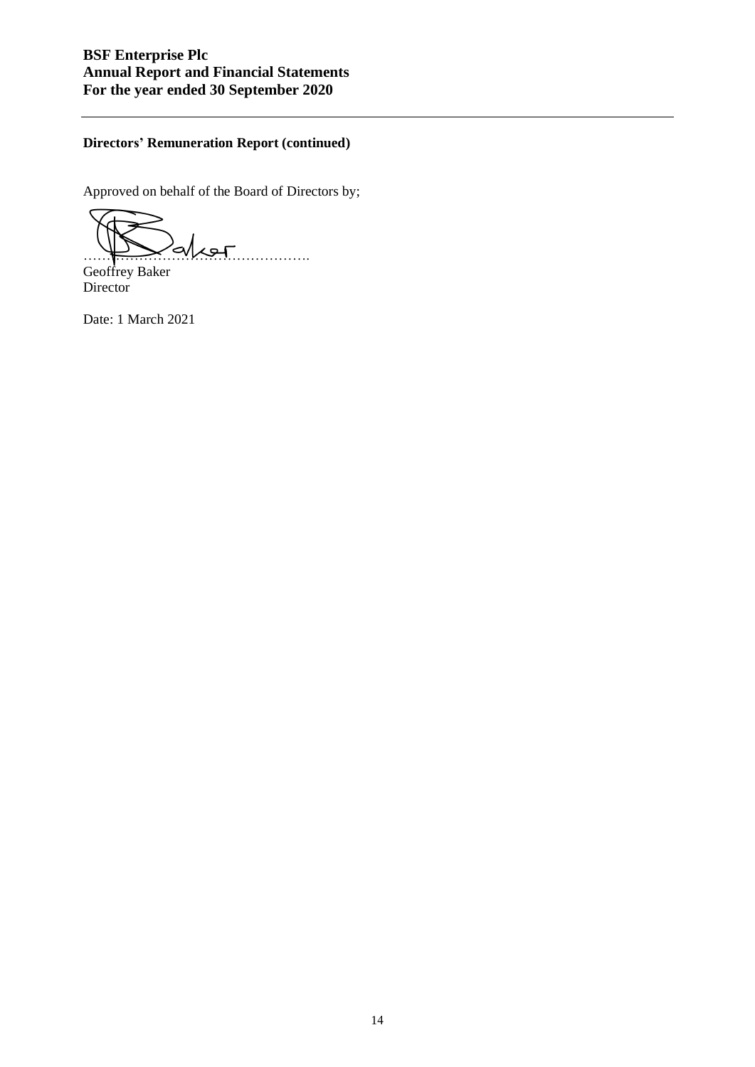**Directors' Remuneration Report (continued)**

Approved on behalf of the Board of Directors by;

…………………………………………….

Geoffrey Baker
Director

Date: 1 March 2021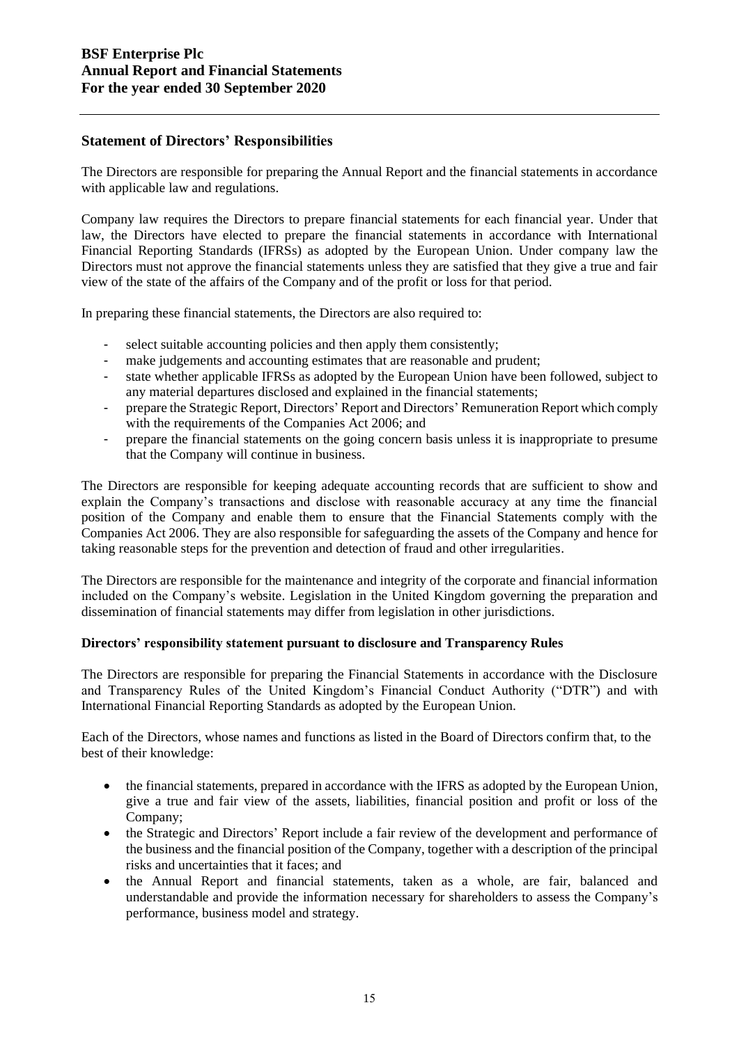## Statement of Directors' Responsibilities

The Directors are responsible for preparing the Annual Report and the financial statements in accordance with applicable law and regulations.

Company law requires the Directors to prepare financial statements for each financial year. Under that law, the Directors have elected to prepare the financial statements in accordance with International Financial Reporting Standards (IFRSs) as adopted by the European Union. Under company law the Directors must not approve the financial statements unless they are satisfied that they give a true and fair view of the state of the affairs of the Company and of the profit or loss for that period.

In preparing these financial statements, the Directors are also required to:

- select suitable accounting policies and then apply them consistently;
- make judgements and accounting estimates that are reasonable and prudent;
- state whether applicable IFRSs as adopted by the European Union have been followed, subject to any material departures disclosed and explained in the financial statements;
- prepare the Strategic Report, Directors' Report and Directors' Remuneration Report which comply with the requirements of the Companies Act 2006; and
- prepare the financial statements on the going concern basis unless it is inappropriate to presume that the Company will continue in business.

The Directors are responsible for keeping adequate accounting records that are sufficient to show and explain the Company's transactions and disclose with reasonable accuracy at any time the financial position of the Company and enable them to ensure that the Financial Statements comply with the Companies Act 2006. They are also responsible for safeguarding the assets of the Company and hence for taking reasonable steps for the prevention and detection of fraud and other irregularities.

The Directors are responsible for the maintenance and integrity of the corporate and financial information included on the Company's website. Legislation in the United Kingdom governing the preparation and dissemination of financial statements may differ from legislation in other jurisdictions.

### Directors' responsibility statement pursuant to disclosure and Transparency Rules

The Directors are responsible for preparing the Financial Statements in accordance with the Disclosure and Transparency Rules of the United Kingdom's Financial Conduct Authority ("DTR") and with International Financial Reporting Standards as adopted by the European Union.

Each of the Directors, whose names and functions as listed in the Board of Directors confirm that, to the best of their knowledge:

- the financial statements, prepared in accordance with the IFRS as adopted by the European Union, give a true and fair view of the assets, liabilities, financial position and profit or loss of the Company;
- the Strategic and Directors' Report include a fair review of the development and performance of the business and the financial position of the Company, together with a description of the principal risks and uncertainties that it faces; and
- the Annual Report and financial statements, taken as a whole, are fair, balanced and understandable and provide the information necessary for shareholders to assess the Company's performance, business model and strategy.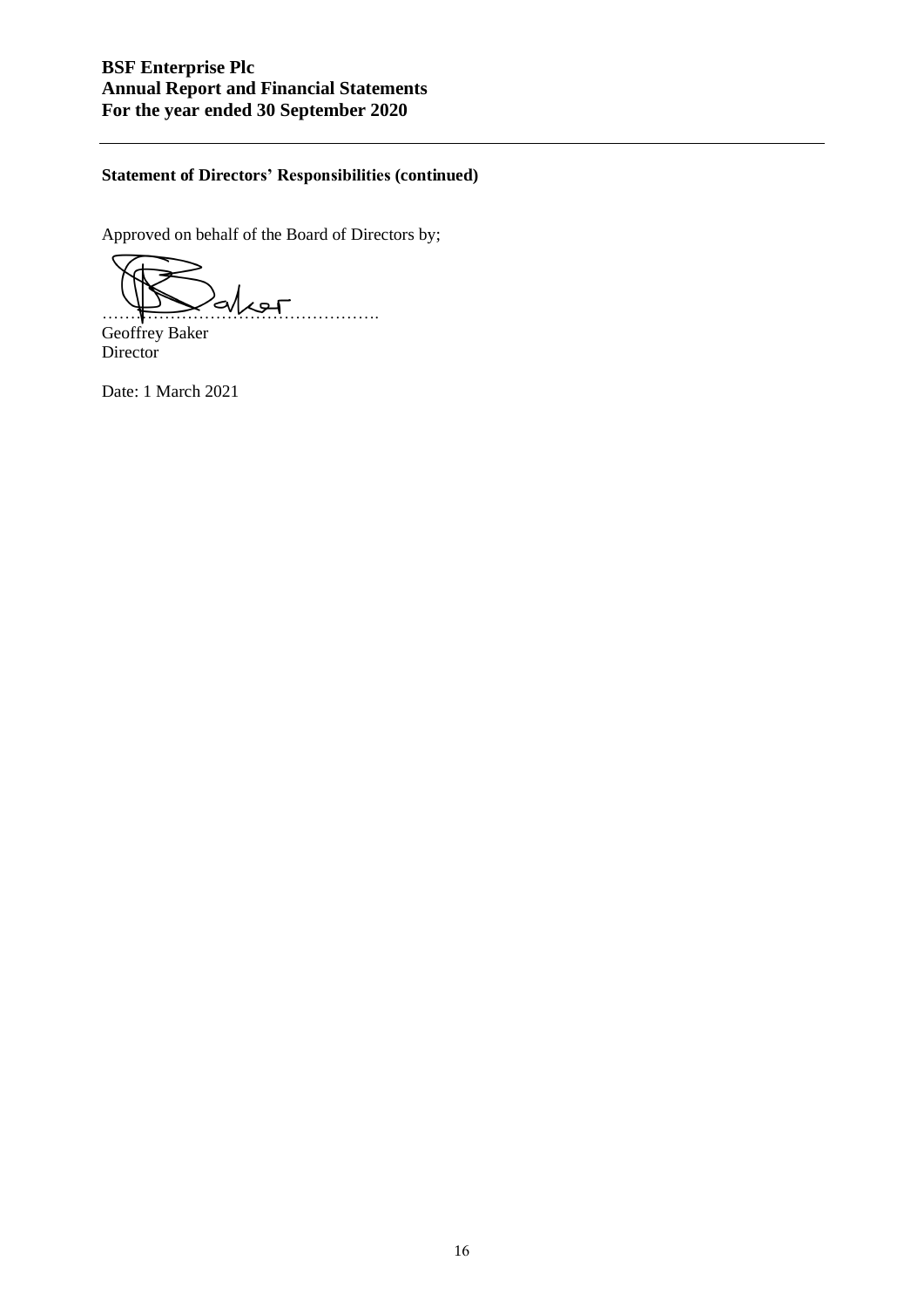**Statement of Directors' Responsibilities (continued)**

Approved on behalf of the Board of Directors by;

…………………………………………

Geoffrey Baker
Director

Date: 1 March 2021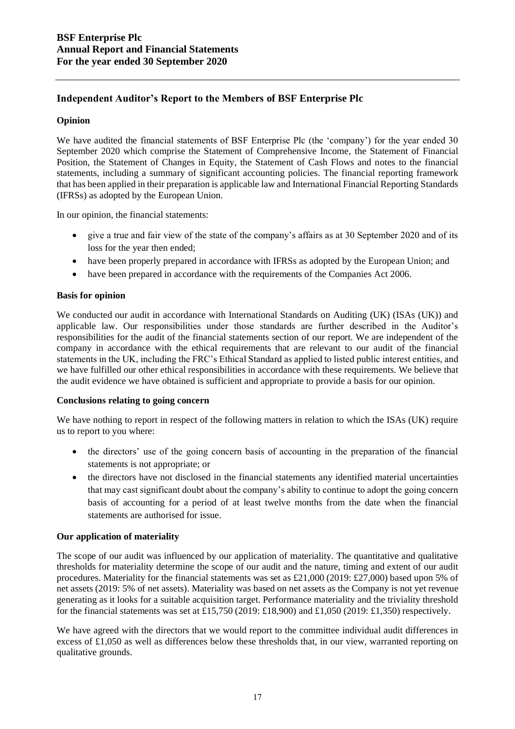## Independent Auditor's Report to the Members of BSF Enterprise Plc

### Opinion

We have audited the financial statements of BSF Enterprise Plc (the 'company') for the year ended 30 September 2020 which comprise the Statement of Comprehensive Income, the Statement of Financial Position, the Statement of Changes in Equity, the Statement of Cash Flows and notes to the financial statements, including a summary of significant accounting policies. The financial reporting framework that has been applied in their preparation is applicable law and International Financial Reporting Standards (IFRSs) as adopted by the European Union.

In our opinion, the financial statements:

- give a true and fair view of the state of the company's affairs as at 30 September 2020 and of its loss for the year then ended;
- have been properly prepared in accordance with IFRSs as adopted by the European Union; and
- have been prepared in accordance with the requirements of the Companies Act 2006.

### Basis for opinion

We conducted our audit in accordance with International Standards on Auditing (UK) (ISAs (UK)) and applicable law. Our responsibilities under those standards are further described in the Auditor's responsibilities for the audit of the financial statements section of our report. We are independent of the company in accordance with the ethical requirements that are relevant to our audit of the financial statements in the UK, including the FRC's Ethical Standard as applied to listed public interest entities, and we have fulfilled our other ethical responsibilities in accordance with these requirements. We believe that the audit evidence we have obtained is sufficient and appropriate to provide a basis for our opinion.

### Conclusions relating to going concern

We have nothing to report in respect of the following matters in relation to which the ISAs (UK) require us to report to you where:

- the directors' use of the going concern basis of accounting in the preparation of the financial statements is not appropriate; or
- the directors have not disclosed in the financial statements any identified material uncertainties that may cast significant doubt about the company's ability to continue to adopt the going concern basis of accounting for a period of at least twelve months from the date when the financial statements are authorised for issue.

### Our application of materiality

The scope of our audit was influenced by our application of materiality. The quantitative and qualitative thresholds for materiality determine the scope of our audit and the nature, timing and extent of our audit procedures. Materiality for the financial statements was set as £21,000 (2019: £27,000) based upon 5% of net assets (2019: 5% of net assets). Materiality was based on net assets as the Company is not yet revenue generating as it looks for a suitable acquisition target. Performance materiality and the triviality threshold for the financial statements was set at £15,750 (2019: £18,900) and £1,050 (2019: £1,350) respectively.

We have agreed with the directors that we would report to the committee individual audit differences in excess of £1,050 as well as differences below these thresholds that, in our view, warranted reporting on qualitative grounds.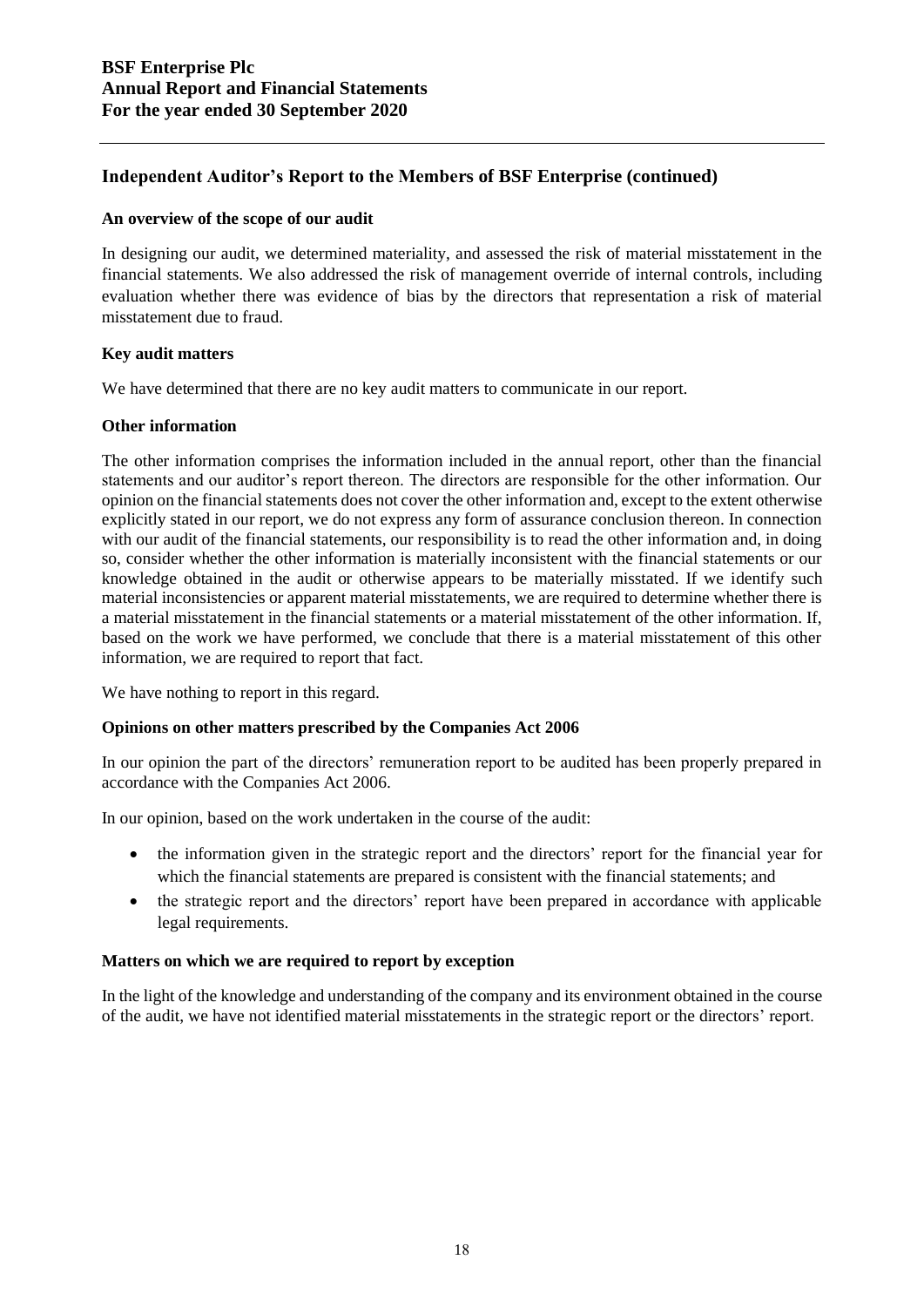## Independent Auditor's Report to the Members of BSF Enterprise (continued)

### An overview of the scope of our audit

In designing our audit, we determined materiality, and assessed the risk of material misstatement in the financial statements. We also addressed the risk of management override of internal controls, including evaluation whether there was evidence of bias by the directors that representation a risk of material misstatement due to fraud.

### Key audit matters

We have determined that there are no key audit matters to communicate in our report.

### Other information

The other information comprises the information included in the annual report, other than the financial statements and our auditor's report thereon. The directors are responsible for the other information. Our opinion on the financial statements does not cover the other information and, except to the extent otherwise explicitly stated in our report, we do not express any form of assurance conclusion thereon. In connection with our audit of the financial statements, our responsibility is to read the other information and, in doing so, consider whether the other information is materially inconsistent with the financial statements or our knowledge obtained in the audit or otherwise appears to be materially misstated. If we identify such material inconsistencies or apparent material misstatements, we are required to determine whether there is a material misstatement in the financial statements or a material misstatement of the other information. If, based on the work we have performed, we conclude that there is a material misstatement of this other information, we are required to report that fact.

We have nothing to report in this regard.

### Opinions on other matters prescribed by the Companies Act 2006

In our opinion the part of the directors' remuneration report to be audited has been properly prepared in accordance with the Companies Act 2006.

In our opinion, based on the work undertaken in the course of the audit:

- the information given in the strategic report and the directors' report for the financial year for which the financial statements are prepared is consistent with the financial statements; and
- the strategic report and the directors' report have been prepared in accordance with applicable legal requirements.

### Matters on which we are required to report by exception

In the light of the knowledge and understanding of the company and its environment obtained in the course of the audit, we have not identified material misstatements in the strategic report or the directors' report.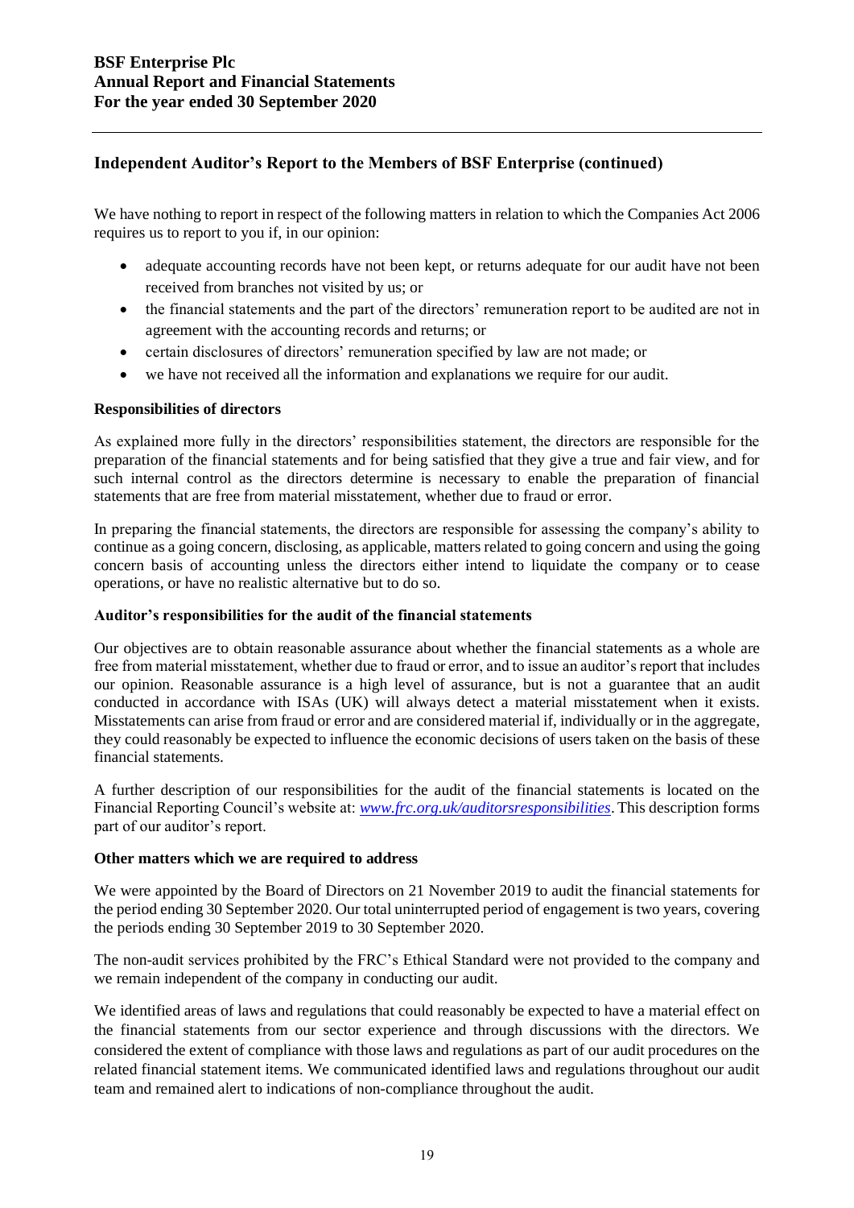## Independent Auditor's Report to the Members of BSF Enterprise (continued)

We have nothing to report in respect of the following matters in relation to which the Companies Act 2006 requires us to report to you if, in our opinion:

- adequate accounting records have not been kept, or returns adequate for our audit have not been received from branches not visited by us; or
- the financial statements and the part of the directors' remuneration report to be audited are not in agreement with the accounting records and returns; or
- certain disclosures of directors' remuneration specified by law are not made; or
- we have not received all the information and explanations we require for our audit.

### Responsibilities of directors

As explained more fully in the directors' responsibilities statement, the directors are responsible for the preparation of the financial statements and for being satisfied that they give a true and fair view, and for such internal control as the directors determine is necessary to enable the preparation of financial statements that are free from material misstatement, whether due to fraud or error.

In preparing the financial statements, the directors are responsible for assessing the company's ability to continue as a going concern, disclosing, as applicable, matters related to going concern and using the going concern basis of accounting unless the directors either intend to liquidate the company or to cease operations, or have no realistic alternative but to do so.

### Auditor's responsibilities for the audit of the financial statements

Our objectives are to obtain reasonable assurance about whether the financial statements as a whole are free from material misstatement, whether due to fraud or error, and to issue an auditor's report that includes our opinion. Reasonable assurance is a high level of assurance, but is not a guarantee that an audit conducted in accordance with ISAs (UK) will always detect a material misstatement when it exists. Misstatements can arise from fraud or error and are considered material if, individually or in the aggregate, they could reasonably be expected to influence the economic decisions of users taken on the basis of these financial statements.

A further description of our responsibilities for the audit of the financial statements is located on the Financial Reporting Council's website at: *www.frc.org.uk/auditorsresponsibilities*. This description forms part of our auditor's report.

### Other matters which we are required to address

We were appointed by the Board of Directors on 21 November 2019 to audit the financial statements for the period ending 30 September 2020. Our total uninterrupted period of engagement is two years, covering the periods ending 30 September 2019 to 30 September 2020.

The non-audit services prohibited by the FRC's Ethical Standard were not provided to the company and we remain independent of the company in conducting our audit.

We identified areas of laws and regulations that could reasonably be expected to have a material effect on the financial statements from our sector experience and through discussions with the directors. We considered the extent of compliance with those laws and regulations as part of our audit procedures on the related financial statement items. We communicated identified laws and regulations throughout our audit team and remained alert to indications of non-compliance throughout the audit.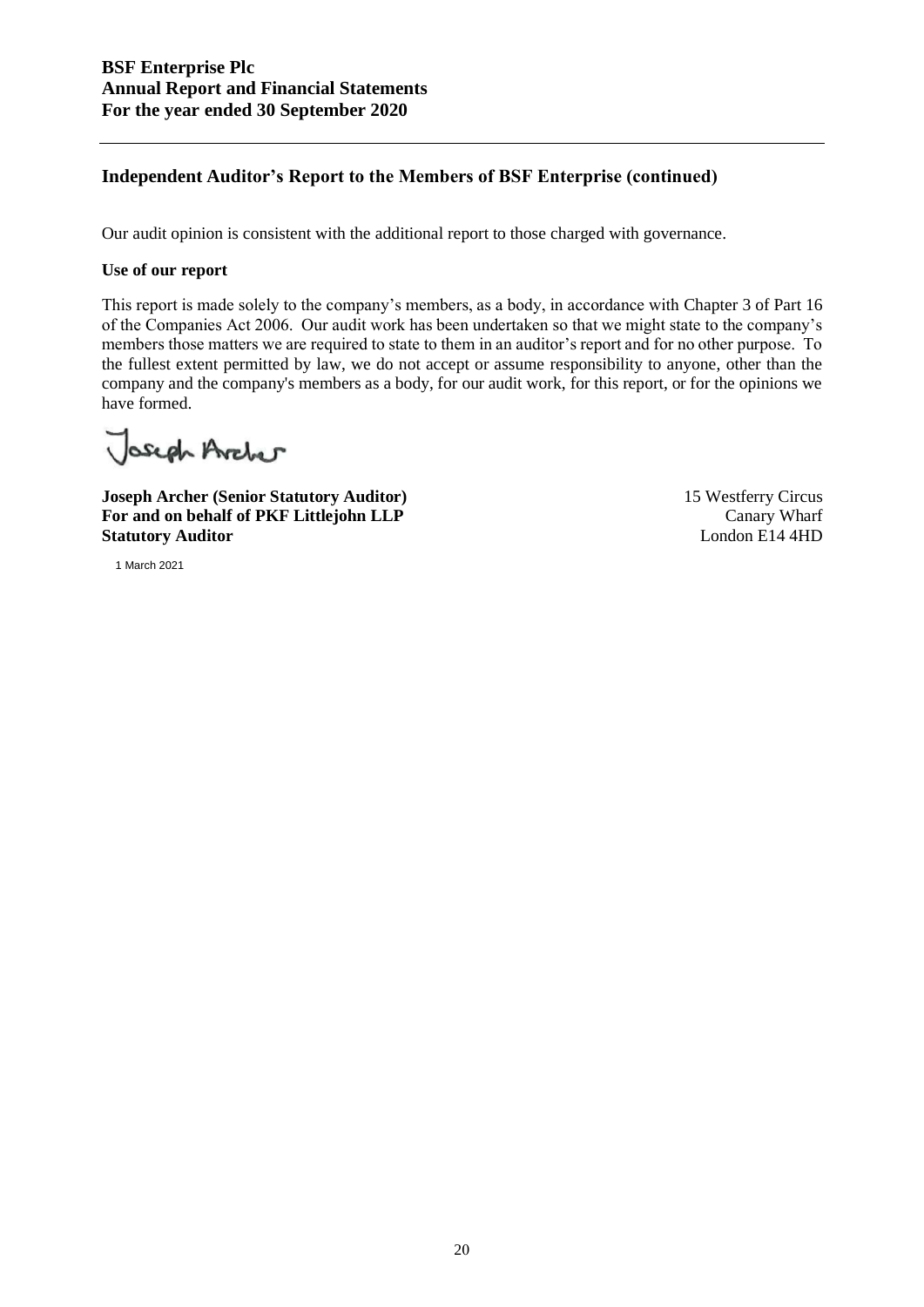## Independent Auditor's Report to the Members of BSF Enterprise (continued)

Our audit opinion is consistent with the additional report to those charged with governance.

**Use of our report**

This report is made solely to the company's members, as a body, in accordance with Chapter 3 of Part 16 of the Companies Act 2006. Our audit work has been undertaken so that we might state to the company's members those matters we are required to state to them in an auditor's report and for no other purpose. To the fullest extent permitted by law, we do not accept or assume responsibility to anyone, other than the company and the company's members as a body, for our audit work, for this report, or for the opinions we have formed.

Joseph Archer

**Joseph Archer (Senior Statutory Auditor)**
**For and on behalf of PKF Littlejohn LLP**
**Statutory Auditor**

15 Westferry Circus
Canary Wharf
London E14 4HD

1 March 2021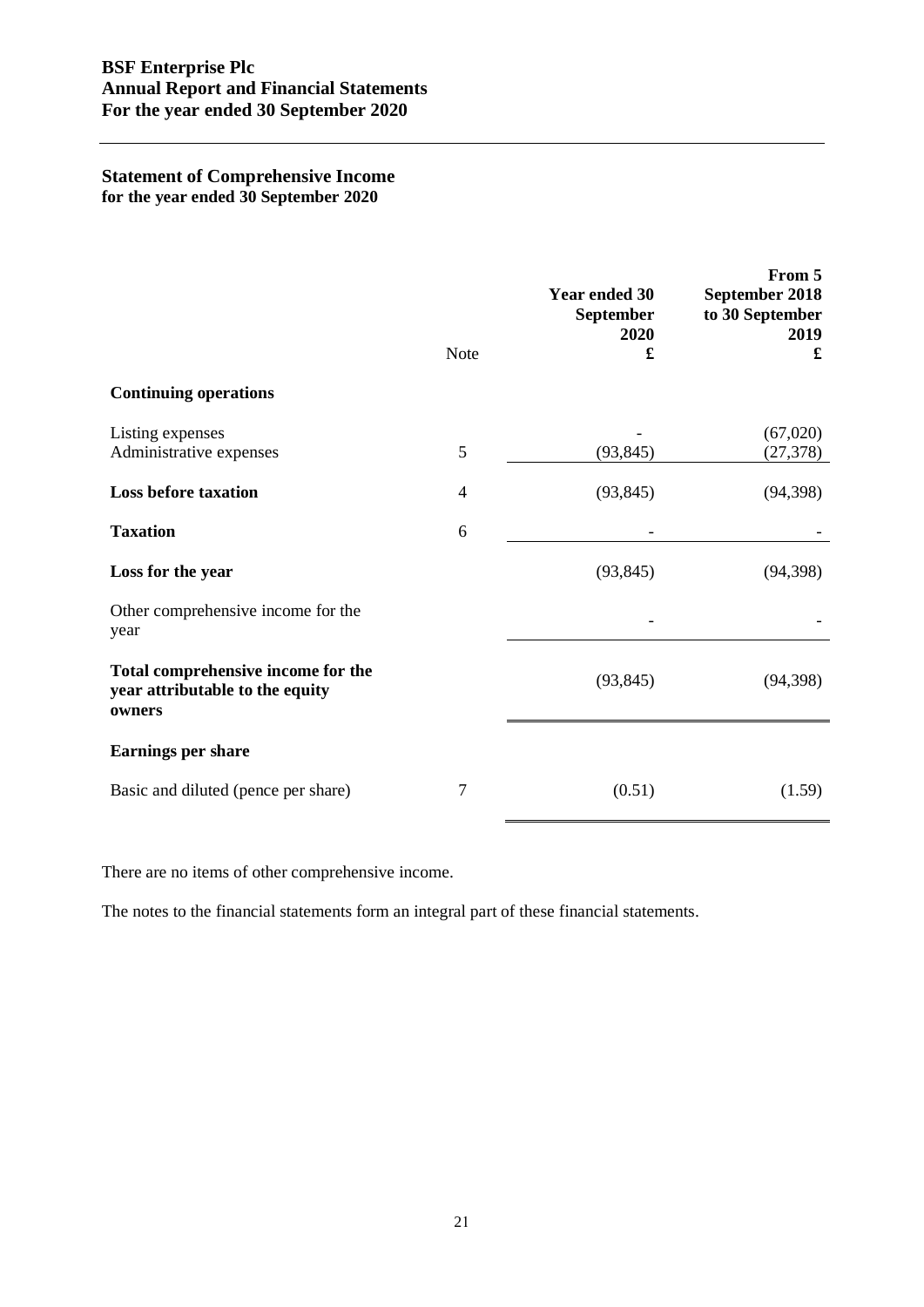# BSF Enterprise Plc
# Annual Report and Financial Statements
# For the year ended 30 September 2020

## Statement of Comprehensive Income
**for the year ended 30 September 2020**

| | Note | Year ended 30 September 2020 £ | From 5 September 2018 to 30 September 2019 £ |
|---|---|---|---|
| **Continuing operations** | | | |
| Listing expenses | | - | (67,020) |
| Administrative expenses | 5 | (93,845) | (27,378) |
| **Loss before taxation** | 4 | (93,845) | (94,398) |
| **Taxation** | 6 | - | - |
| **Loss for the year** | | (93,845) | (94,398) |
| Other comprehensive income for the year | | - | - |
| **Total comprehensive income for the year attributable to the equity owners** | | (93,845) | (94,398) |
| **Earnings per share** | | | |
| Basic and diluted (pence per share) | 7 | (0.51) | (1.59) |

There are no items of other comprehensive income.

The notes to the financial statements form an integral part of these financial statements.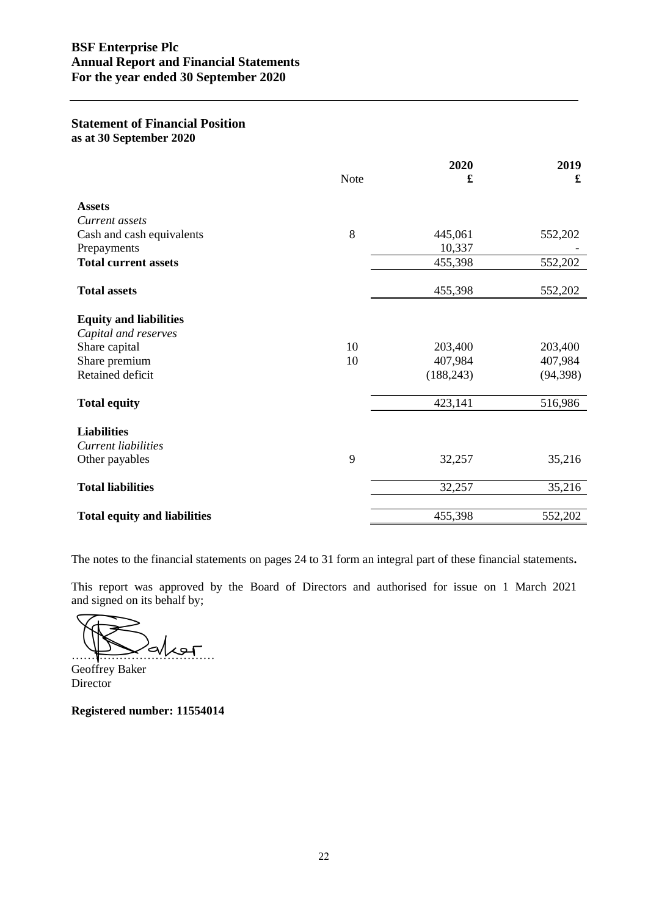## Statement of Financial Position
**as at 30 September 2020**

| | Note | 2020 £ | 2019 £ |
|---|---|---|---|
| **Assets** | | | |
| *Current assets* | | | |
| Cash and cash equivalents | 8 | 445,061 | 552,202 |
| Prepayments | | 10,337 | - |
| **Total current assets** | | 455,398 | 552,202 |
| **Total assets** | | 455,398 | 552,202 |
| **Equity and liabilities** | | | |
| *Capital and reserves* | | | |
| Share capital | 10 | 203,400 | 203,400 |
| Share premium | 10 | 407,984 | 407,984 |
| Retained deficit | | (188,243) | (94,398) |
| **Total equity** | | 423,141 | 516,986 |
| **Liabilities** | | | |
| *Current liabilities* | | | |
| Other payables | 9 | 32,257 | 35,216 |
| **Total liabilities** | | 32,257 | 35,216 |
| **Total equity and liabilities** | | 455,398 | 552,202 |

The notes to the financial statements on pages 24 to 31 form an integral part of these financial statements**.**

This report was approved by the Board of Directors and authorised for issue on 1 March 2021 and signed on its behalf by;

………………………………

Geoffrey Baker
Director

**Registered number: 11554014**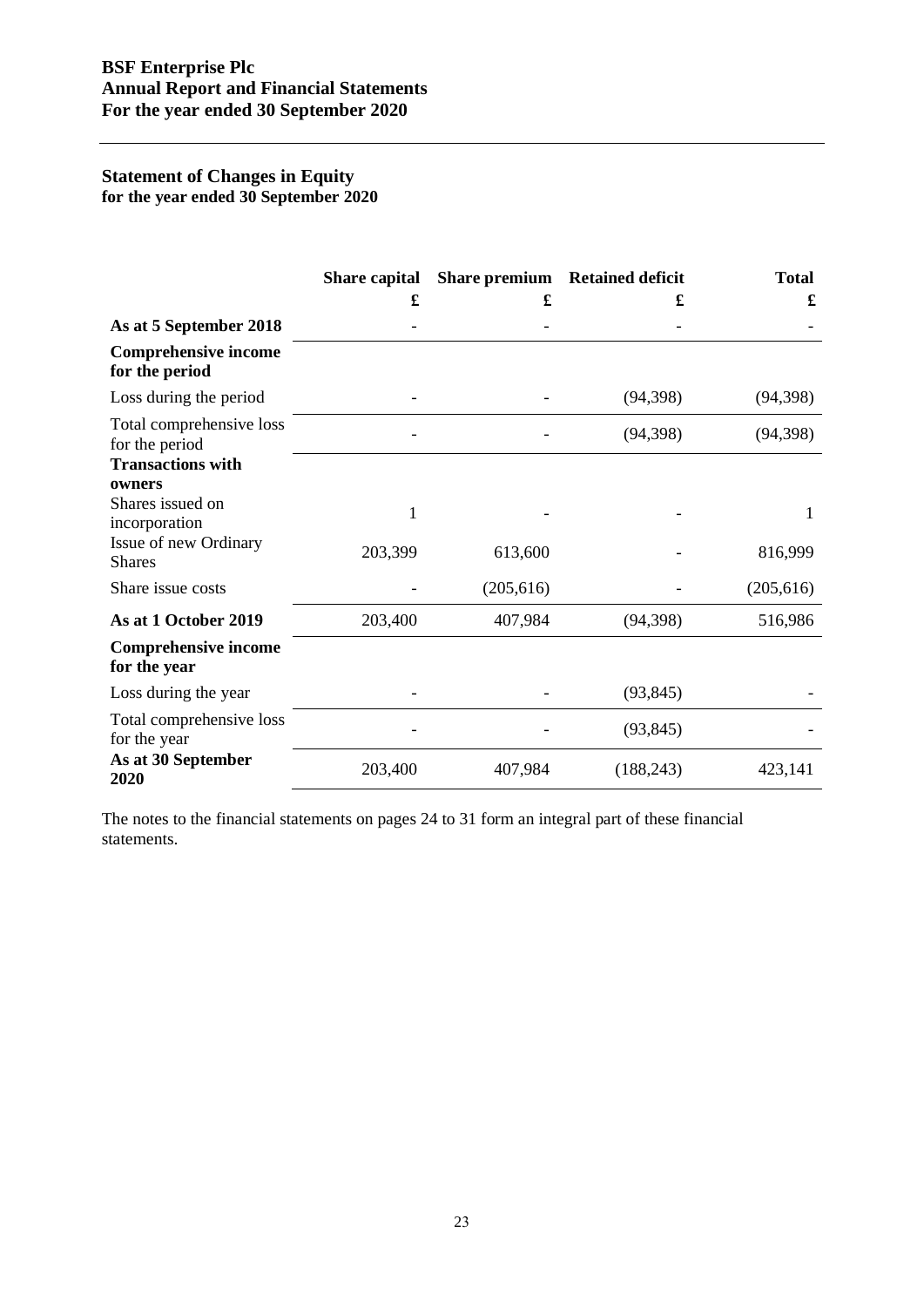## Statement of Changes in Equity
**for the year ended 30 September 2020**

| | Share capital | Share premium | Retained deficit | Total |
|---|---|---|---|---|
| | £ | £ | £ | £ |
| **As at 5 September 2018** | - | - | - | - |
| **Comprehensive income for the period** | | | | |
| Loss during the period | - | - | (94,398) | (94,398) |
| Total comprehensive loss for the period | - | - | (94,398) | (94,398) |
| **Transactions with owners** | | | | |
| Shares issued on incorporation | 1 | - | - | 1 |
| Issue of new Ordinary Shares | 203,399 | 613,600 | - | 816,999 |
| Share issue costs | - | (205,616) | - | (205,616) |
| **As at 1 October 2019** | 203,400 | 407,984 | (94,398) | 516,986 |
| **Comprehensive income for the year** | | | | |
| Loss during the year | - | - | (93,845) | - |
| Total comprehensive loss for the year | - | - | (93,845) | - |
| **As at 30 September 2020** | 203,400 | 407,984 | (188,243) | 423,141 |

The notes to the financial statements on pages 24 to 31 form an integral part of these financial statements.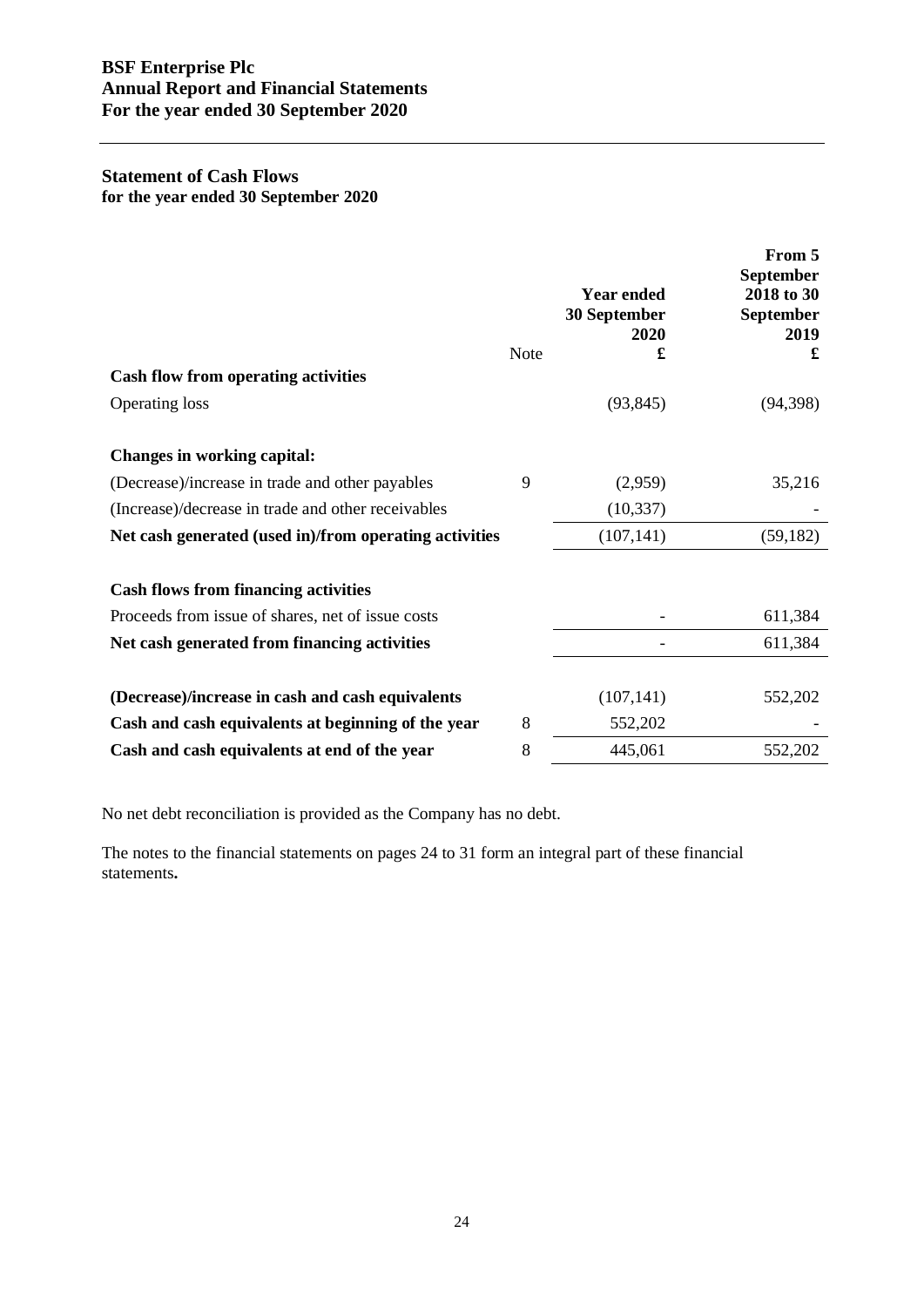## Statement of Cash Flows
**for the year ended 30 September 2020**

| | Note | Year ended 30 September 2020 £ | From 5 September 2018 to 30 September 2019 £ |
|---|---|---|---|
| **Cash flow from operating activities** | | | |
| Operating loss | | (93,845) | (94,398) |
| | | | |
| **Changes in working capital:** | | | |
| (Decrease)/increase in trade and other payables | 9 | (2,959) | 35,216 |
| (Increase)/decrease in trade and other receivables | | (10,337) | - |
| **Net cash generated (used in)/from operating activities** | | (107,141) | (59,182) |
| | | | |
| **Cash flows from financing activities** | | | |
| Proceeds from issue of shares, net of issue costs | | - | 611,384 |
| **Net cash generated from financing activities** | | - | 611,384 |
| | | | |
| **(Decrease)/increase in cash and cash equivalents** | | (107,141) | 552,202 |
| **Cash and cash equivalents at beginning of the year** | 8 | 552,202 | - |
| **Cash and cash equivalents at end of the year** | 8 | 445,061 | 552,202 |

No net debt reconciliation is provided as the Company has no debt.

The notes to the financial statements on pages 24 to 31 form an integral part of these financial statements**.**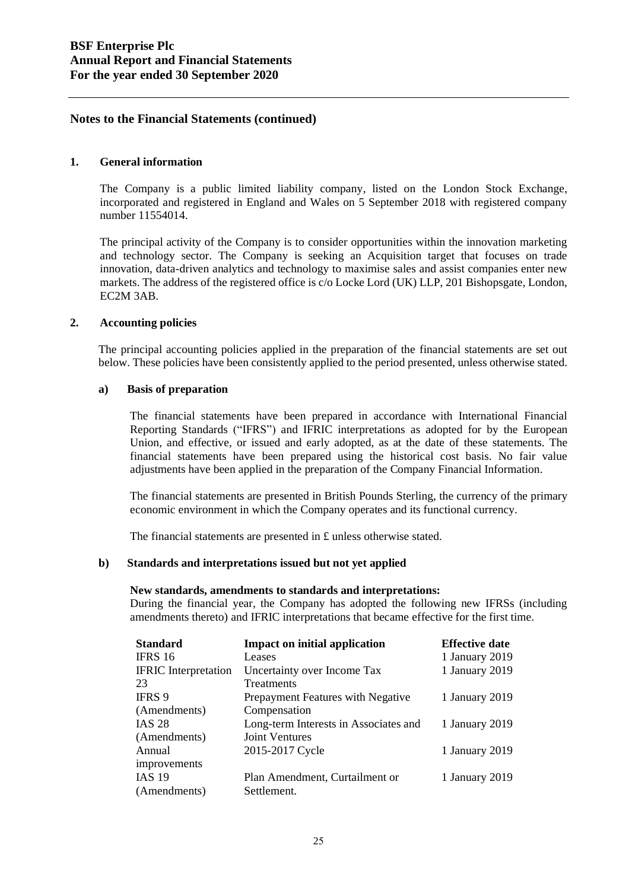## Notes to the Financial Statements (continued)

### 1. General information

The Company is a public limited liability company, listed on the London Stock Exchange, incorporated and registered in England and Wales on 5 September 2018 with registered company number 11554014.

The principal activity of the Company is to consider opportunities within the innovation marketing and technology sector. The Company is seeking an Acquisition target that focuses on trade innovation, data-driven analytics and technology to maximise sales and assist companies enter new markets. The address of the registered office is c/o Locke Lord (UK) LLP, 201 Bishopsgate, London, EC2M 3AB.

### 2. Accounting policies

The principal accounting policies applied in the preparation of the financial statements are set out below. These policies have been consistently applied to the period presented, unless otherwise stated.

#### a) Basis of preparation

The financial statements have been prepared in accordance with International Financial Reporting Standards ("IFRS") and IFRIC interpretations as adopted for by the European Union, and effective, or issued and early adopted, as at the date of these statements. The financial statements have been prepared using the historical cost basis. No fair value adjustments have been applied in the preparation of the Company Financial Information.

The financial statements are presented in British Pounds Sterling, the currency of the primary economic environment in which the Company operates and its functional currency.

The financial statements are presented in £ unless otherwise stated.

#### b) Standards and interpretations issued but not yet applied

**New standards, amendments to standards and interpretations:**
During the financial year, the Company has adopted the following new IFRSs (including amendments thereto) and IFRIC interpretations that became effective for the first time.

| Standard | Impact on initial application | Effective date |
|---|---|---|
| IFRS 16 | Leases | 1 January 2019 |
| IFRIC Interpretation 23 | Uncertainty over Income Tax Treatments | 1 January 2019 |
| IFRS 9 (Amendments) | Prepayment Features with Negative Compensation | 1 January 2019 |
| IAS 28 (Amendments) | Long-term Interests in Associates and Joint Ventures | 1 January 2019 |
| Annual improvements | 2015-2017 Cycle | 1 January 2019 |
| IAS 19 (Amendments) | Plan Amendment, Curtailment or Settlement. | 1 January 2019 |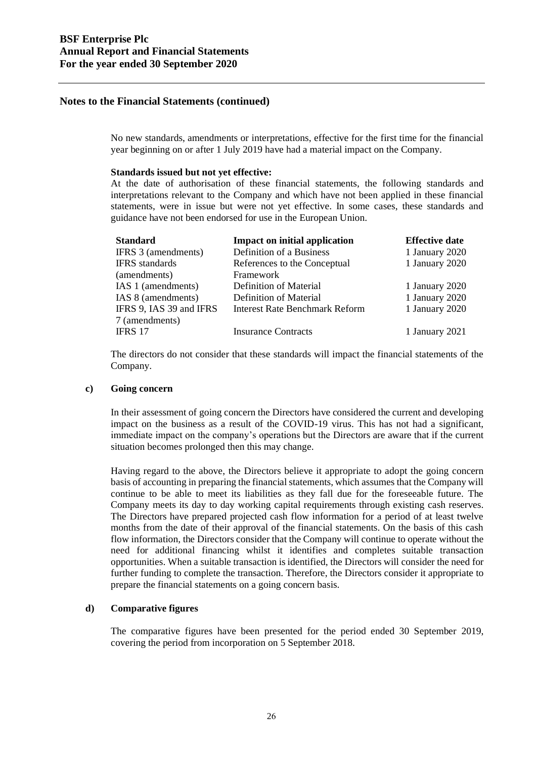## Notes to the Financial Statements (continued)

No new standards, amendments or interpretations, effective for the first time for the financial year beginning on or after 1 July 2019 have had a material impact on the Company.

**Standards issued but not yet effective:**

At the date of authorisation of these financial statements, the following standards and interpretations relevant to the Company and which have not been applied in these financial statements, were in issue but were not yet effective. In some cases, these standards and guidance have not been endorsed for use in the European Union.

| Standard | Impact on initial application | Effective date |
|---|---|---|
| IFRS 3 (amendments) | Definition of a Business | 1 January 2020 |
| IFRS standards (amendments) | References to the Conceptual Framework | 1 January 2020 |
| IAS 1 (amendments) | Definition of Material | 1 January 2020 |
| IAS 8 (amendments) | Definition of Material | 1 January 2020 |
| IFRS 9, IAS 39 and IFRS 7 (amendments) | Interest Rate Benchmark Reform | 1 January 2020 |
| IFRS 17 | Insurance Contracts | 1 January 2021 |

The directors do not consider that these standards will impact the financial statements of the Company.

### c) Going concern

In their assessment of going concern the Directors have considered the current and developing impact on the business as a result of the COVID-19 virus. This has not had a significant, immediate impact on the company's operations but the Directors are aware that if the current situation becomes prolonged then this may change.

Having regard to the above, the Directors believe it appropriate to adopt the going concern basis of accounting in preparing the financial statements, which assumes that the Company will continue to be able to meet its liabilities as they fall due for the foreseeable future. The Company meets its day to day working capital requirements through existing cash reserves. The Directors have prepared projected cash flow information for a period of at least twelve months from the date of their approval of the financial statements. On the basis of this cash flow information, the Directors consider that the Company will continue to operate without the need for additional financing whilst it identifies and completes suitable transaction opportunities. When a suitable transaction is identified, the Directors will consider the need for further funding to complete the transaction. Therefore, the Directors consider it appropriate to prepare the financial statements on a going concern basis.

### d) Comparative figures

The comparative figures have been presented for the period ended 30 September 2019, covering the period from incorporation on 5 September 2018.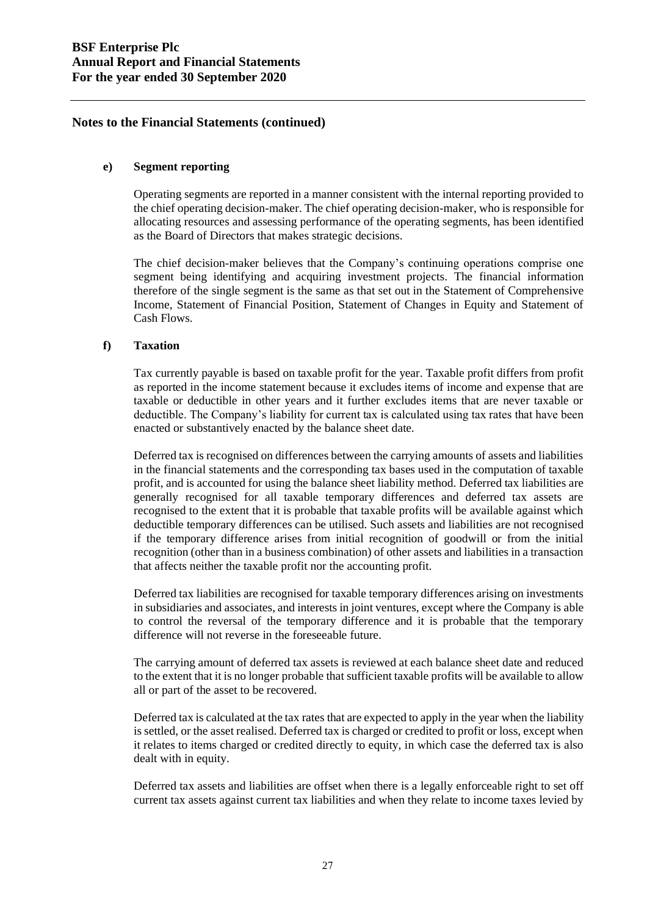## Notes to the Financial Statements (continued)

**e) Segment reporting**

Operating segments are reported in a manner consistent with the internal reporting provided to the chief operating decision-maker. The chief operating decision-maker, who is responsible for allocating resources and assessing performance of the operating segments, has been identified as the Board of Directors that makes strategic decisions.

The chief decision-maker believes that the Company's continuing operations comprise one segment being identifying and acquiring investment projects. The financial information therefore of the single segment is the same as that set out in the Statement of Comprehensive Income, Statement of Financial Position, Statement of Changes in Equity and Statement of Cash Flows.

**f) Taxation**

Tax currently payable is based on taxable profit for the year. Taxable profit differs from profit as reported in the income statement because it excludes items of income and expense that are taxable or deductible in other years and it further excludes items that are never taxable or deductible. The Company's liability for current tax is calculated using tax rates that have been enacted or substantively enacted by the balance sheet date.

Deferred tax is recognised on differences between the carrying amounts of assets and liabilities in the financial statements and the corresponding tax bases used in the computation of taxable profit, and is accounted for using the balance sheet liability method. Deferred tax liabilities are generally recognised for all taxable temporary differences and deferred tax assets are recognised to the extent that it is probable that taxable profits will be available against which deductible temporary differences can be utilised. Such assets and liabilities are not recognised if the temporary difference arises from initial recognition of goodwill or from the initial recognition (other than in a business combination) of other assets and liabilities in a transaction that affects neither the taxable profit nor the accounting profit.

Deferred tax liabilities are recognised for taxable temporary differences arising on investments in subsidiaries and associates, and interests in joint ventures, except where the Company is able to control the reversal of the temporary difference and it is probable that the temporary difference will not reverse in the foreseeable future.

The carrying amount of deferred tax assets is reviewed at each balance sheet date and reduced to the extent that it is no longer probable that sufficient taxable profits will be available to allow all or part of the asset to be recovered.

Deferred tax is calculated at the tax rates that are expected to apply in the year when the liability is settled, or the asset realised. Deferred tax is charged or credited to profit or loss, except when it relates to items charged or credited directly to equity, in which case the deferred tax is also dealt with in equity.

Deferred tax assets and liabilities are offset when there is a legally enforceable right to set off current tax assets against current tax liabilities and when they relate to income taxes levied by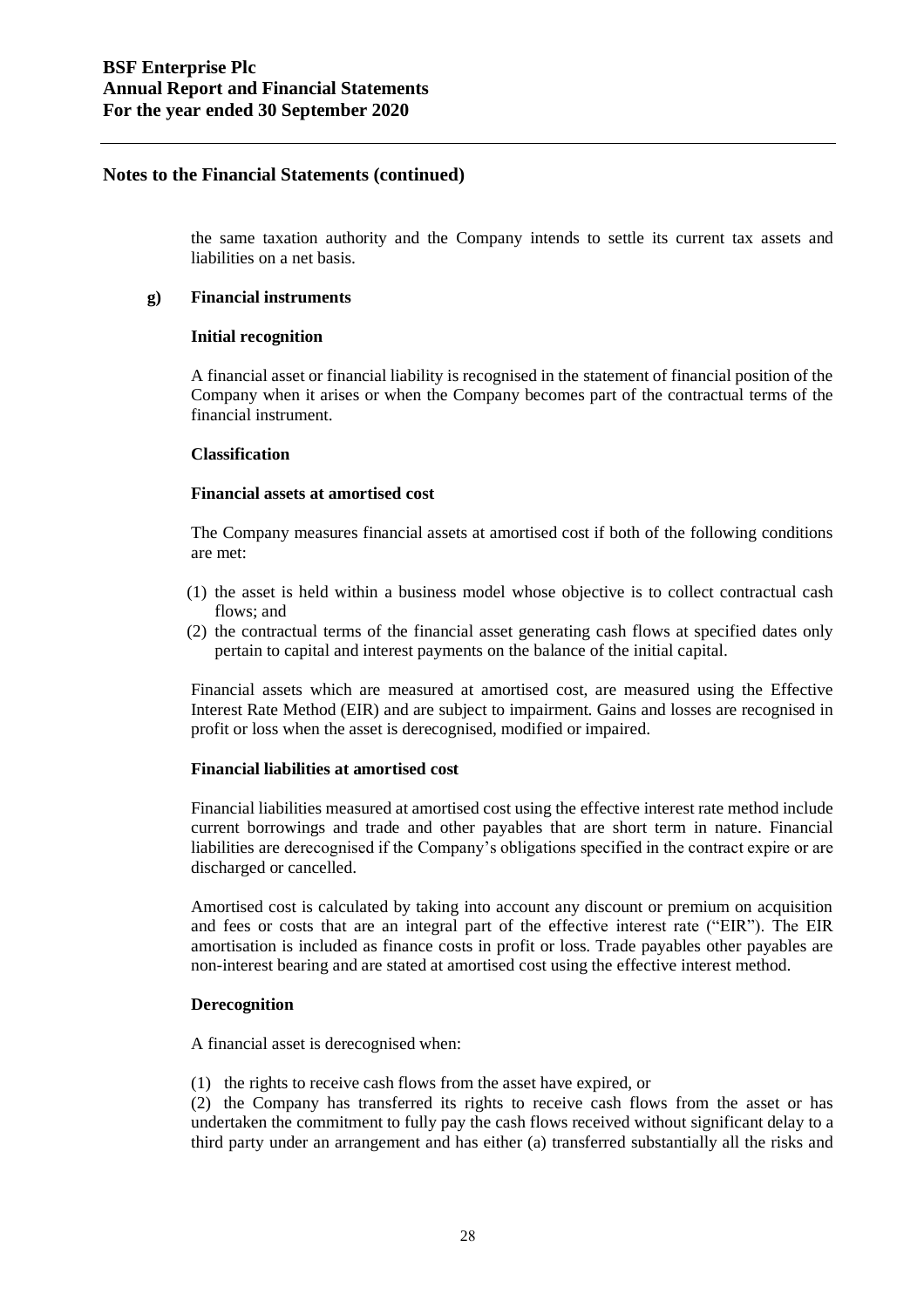## Notes to the Financial Statements (continued)

the same taxation authority and the Company intends to settle its current tax assets and liabilities on a net basis.

**g) Financial instruments**

**Initial recognition**

A financial asset or financial liability is recognised in the statement of financial position of the Company when it arises or when the Company becomes part of the contractual terms of the financial instrument.

**Classification**

**Financial assets at amortised cost**

The Company measures financial assets at amortised cost if both of the following conditions are met:

(1) the asset is held within a business model whose objective is to collect contractual cash flows; and
(2) the contractual terms of the financial asset generating cash flows at specified dates only pertain to capital and interest payments on the balance of the initial capital.

Financial assets which are measured at amortised cost, are measured using the Effective Interest Rate Method (EIR) and are subject to impairment. Gains and losses are recognised in profit or loss when the asset is derecognised, modified or impaired.

**Financial liabilities at amortised cost**

Financial liabilities measured at amortised cost using the effective interest rate method include current borrowings and trade and other payables that are short term in nature. Financial liabilities are derecognised if the Company's obligations specified in the contract expire or are discharged or cancelled.

Amortised cost is calculated by taking into account any discount or premium on acquisition and fees or costs that are an integral part of the effective interest rate ("EIR"). The EIR amortisation is included as finance costs in profit or loss. Trade payables other payables are non-interest bearing and are stated at amortised cost using the effective interest method.

**Derecognition**

A financial asset is derecognised when:

(1) the rights to receive cash flows from the asset have expired, or

(2) the Company has transferred its rights to receive cash flows from the asset or has undertaken the commitment to fully pay the cash flows received without significant delay to a third party under an arrangement and has either (a) transferred substantially all the risks and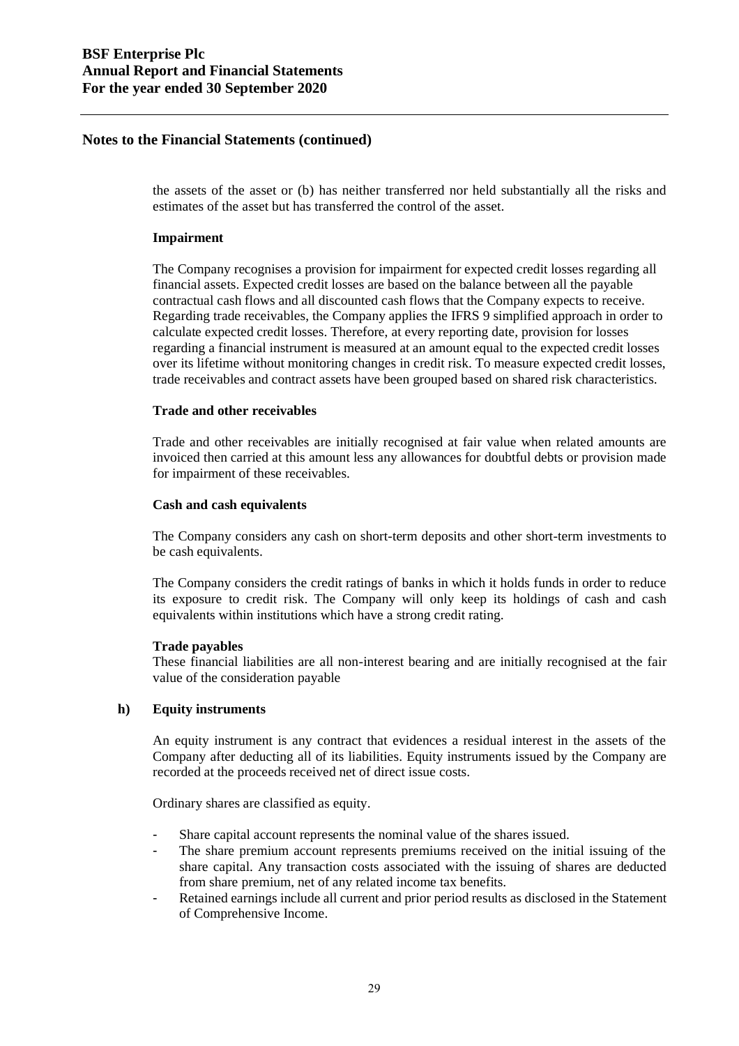## Notes to the Financial Statements (continued)

the assets of the asset or (b) has neither transferred nor held substantially all the risks and estimates of the asset but has transferred the control of the asset.

**Impairment**

The Company recognises a provision for impairment for expected credit losses regarding all financial assets. Expected credit losses are based on the balance between all the payable contractual cash flows and all discounted cash flows that the Company expects to receive. Regarding trade receivables, the Company applies the IFRS 9 simplified approach in order to calculate expected credit losses. Therefore, at every reporting date, provision for losses regarding a financial instrument is measured at an amount equal to the expected credit losses over its lifetime without monitoring changes in credit risk. To measure expected credit losses, trade receivables and contract assets have been grouped based on shared risk characteristics.

**Trade and other receivables**

Trade and other receivables are initially recognised at fair value when related amounts are invoiced then carried at this amount less any allowances for doubtful debts or provision made for impairment of these receivables.

**Cash and cash equivalents**

The Company considers any cash on short-term deposits and other short-term investments to be cash equivalents.

The Company considers the credit ratings of banks in which it holds funds in order to reduce its exposure to credit risk. The Company will only keep its holdings of cash and cash equivalents within institutions which have a strong credit rating.

**Trade payables**

These financial liabilities are all non-interest bearing and are initially recognised at the fair value of the consideration payable

**h) Equity instruments**

An equity instrument is any contract that evidences a residual interest in the assets of the Company after deducting all of its liabilities. Equity instruments issued by the Company are recorded at the proceeds received net of direct issue costs.

Ordinary shares are classified as equity.

- Share capital account represents the nominal value of the shares issued.
- The share premium account represents premiums received on the initial issuing of the share capital. Any transaction costs associated with the issuing of shares are deducted from share premium, net of any related income tax benefits.
- Retained earnings include all current and prior period results as disclosed in the Statement of Comprehensive Income.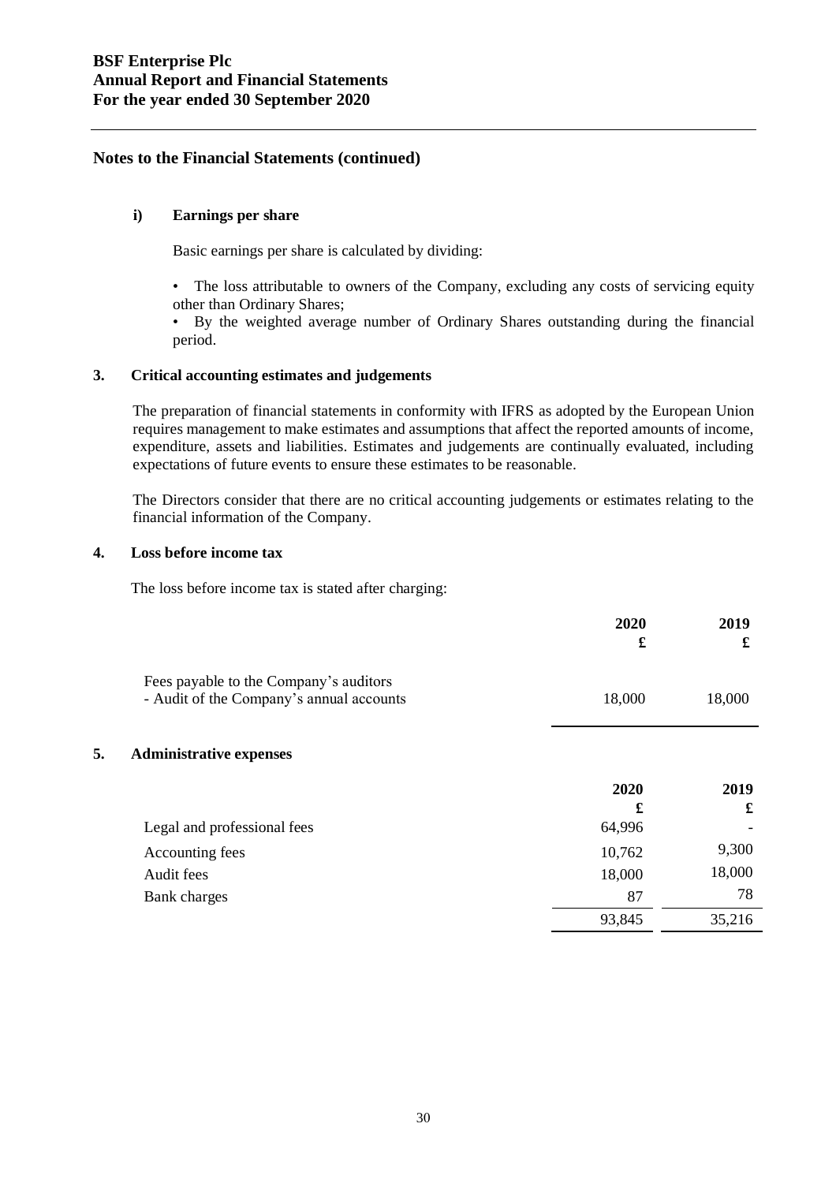## Notes to the Financial Statements (continued)

### i) Earnings per share

Basic earnings per share is calculated by dividing:

- The loss attributable to owners of the Company, excluding any costs of servicing equity other than Ordinary Shares;
- By the weighted average number of Ordinary Shares outstanding during the financial period.

## 3. Critical accounting estimates and judgements

The preparation of financial statements in conformity with IFRS as adopted by the European Union requires management to make estimates and assumptions that affect the reported amounts of income, expenditure, assets and liabilities. Estimates and judgements are continually evaluated, including expectations of future events to ensure these estimates to be reasonable.

The Directors consider that there are no critical accounting judgements or estimates relating to the financial information of the Company.

## 4. Loss before income tax

The loss before income tax is stated after charging:

| | 2020<br>£ | 2019<br>£ |
|---|---|---|
| Fees payable to the Company's auditors<br>- Audit of the Company's annual accounts | 18,000 | 18,000 |

## 5. Administrative expenses

| | 2020<br>£ | 2019<br>£ |
|---|---|---|
| Legal and professional fees | 64,996 | - |
| Accounting fees | 10,762 | 9,300 |
| Audit fees | 18,000 | 18,000 |
| Bank charges | 87 | 78 |
| | 93,845 | 35,216 |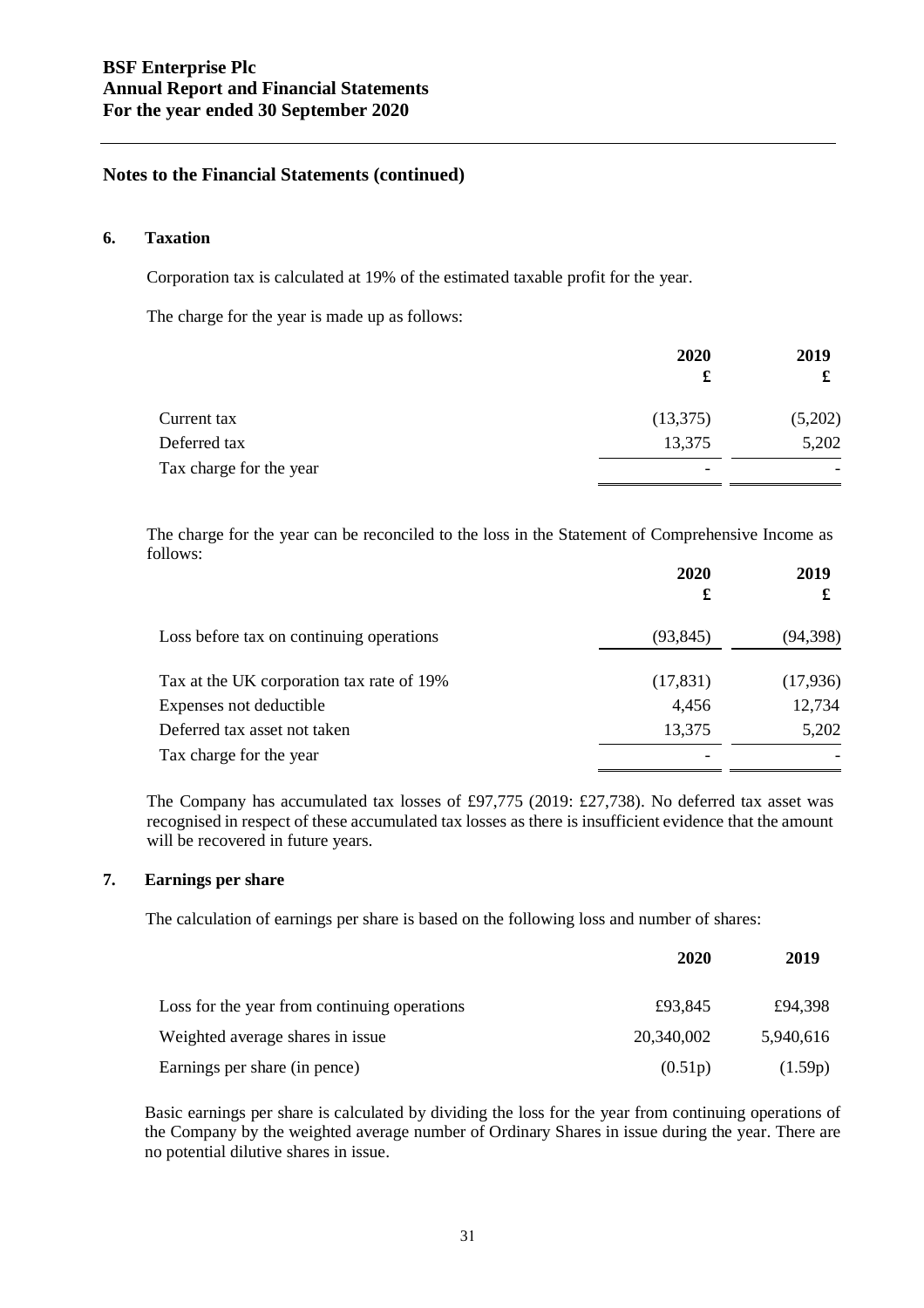## Notes to the Financial Statements (continued)

### 6. Taxation

Corporation tax is calculated at 19% of the estimated taxable profit for the year.

The charge for the year is made up as follows:

| | 2020<br>£ | 2019<br>£ |
|---|---|---|
| Current tax | (13,375) | (5,202) |
| Deferred tax | 13,375 | 5,202 |
| Tax charge for the year | - | - |

The charge for the year can be reconciled to the loss in the Statement of Comprehensive Income as follows:

| | 2020<br>£ | 2019<br>£ |
|---|---|---|
| Loss before tax on continuing operations | (93,845) | (94,398) |
| Tax at the UK corporation tax rate of 19% | (17,831) | (17,936) |
| Expenses not deductible | 4,456 | 12,734 |
| Deferred tax asset not taken | 13,375 | 5,202 |
| Tax charge for the year | - | - |

The Company has accumulated tax losses of £97,775 (2019: £27,738). No deferred tax asset was recognised in respect of these accumulated tax losses as there is insufficient evidence that the amount will be recovered in future years.

### 7. Earnings per share

The calculation of earnings per share is based on the following loss and number of shares:

| | 2020 | 2019 |
|---|---|---|
| Loss for the year from continuing operations | £93,845 | £94,398 |
| Weighted average shares in issue | 20,340,002 | 5,940,616 |
| Earnings per share (in pence) | (0.51p) | (1.59p) |

Basic earnings per share is calculated by dividing the loss for the year from continuing operations of the Company by the weighted average number of Ordinary Shares in issue during the year. There are no potential dilutive shares in issue.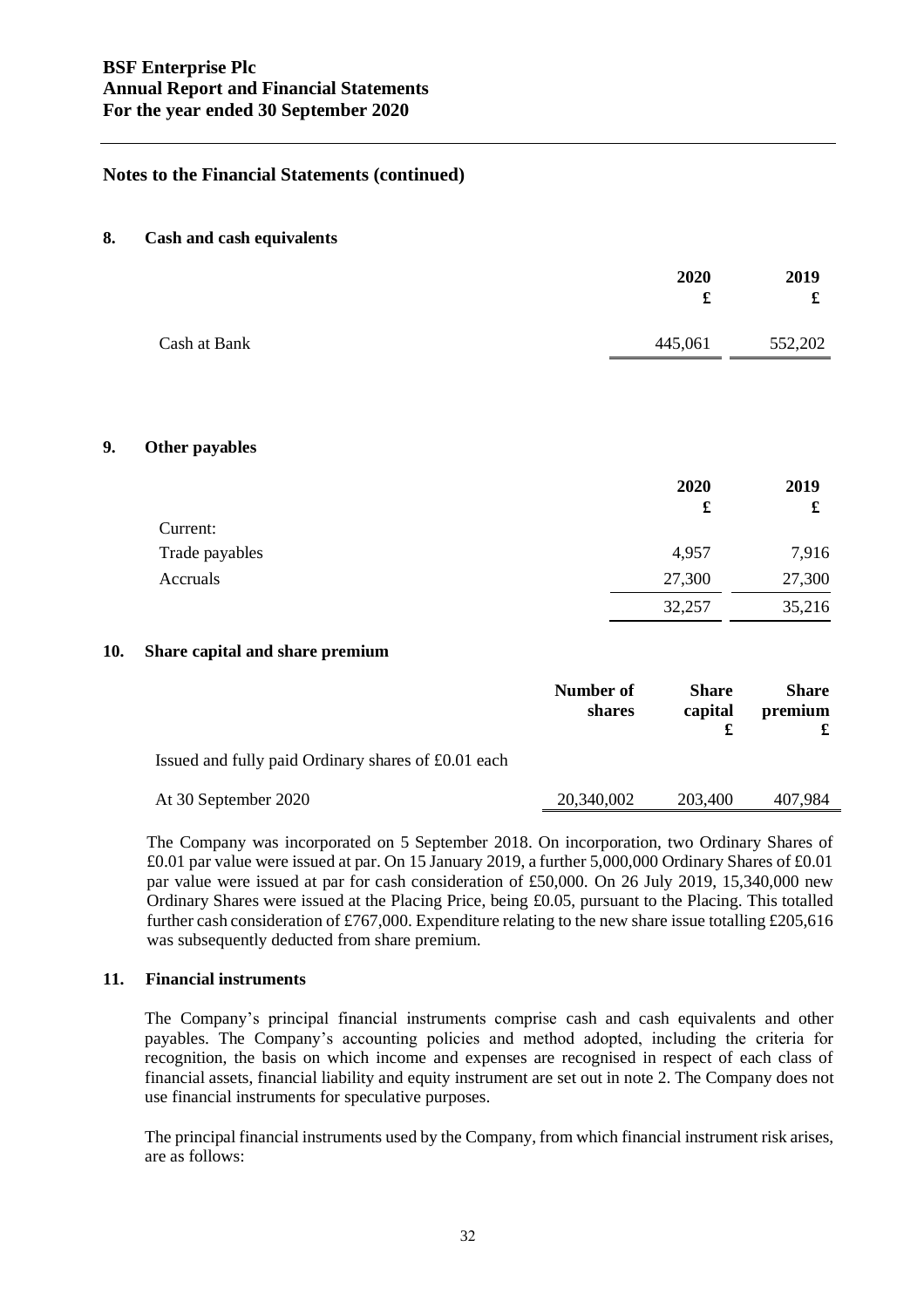## Notes to the Financial Statements (continued)

### 8. Cash and cash equivalents

| | 2020 £ | 2019 £ |
|---|---|---|
| Cash at Bank | 445,061 | 552,202 |

### 9. Other payables

| | 2020 £ | 2019 £ |
|---|---|---|
| Current: | | |
| Trade payables | 4,957 | 7,916 |
| Accruals | 27,300 | 27,300 |
| | 32,257 | 35,216 |

### 10. Share capital and share premium

| | Number of shares | Share capital £ | Share premium £ |
|---|---|---|---|
| Issued and fully paid Ordinary shares of £0.01 each | | | |
| At 30 September 2020 | 20,340,002 | 203,400 | 407,984 |

The Company was incorporated on 5 September 2018. On incorporation, two Ordinary Shares of £0.01 par value were issued at par. On 15 January 2019, a further 5,000,000 Ordinary Shares of £0.01 par value were issued at par for cash consideration of £50,000. On 26 July 2019, 15,340,000 new Ordinary Shares were issued at the Placing Price, being £0.05, pursuant to the Placing. This totalled further cash consideration of £767,000. Expenditure relating to the new share issue totalling £205,616 was subsequently deducted from share premium.

### 11. Financial instruments

The Company's principal financial instruments comprise cash and cash equivalents and other payables. The Company's accounting policies and method adopted, including the criteria for recognition, the basis on which income and expenses are recognised in respect of each class of financial assets, financial liability and equity instrument are set out in note 2. The Company does not use financial instruments for speculative purposes.

The principal financial instruments used by the Company, from which financial instrument risk arises, are as follows: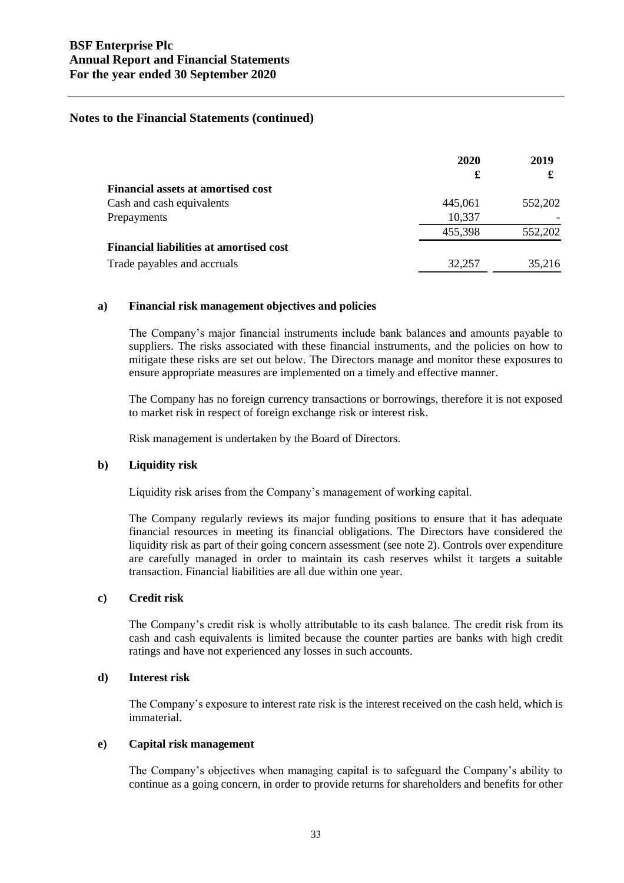## Notes to the Financial Statements (continued)

| | 2020 | 2019 |
|---|---|---|
| | £ | £ |
| **Financial assets at amortised cost** | | |
| Cash and cash equivalents | 445,061 | 552,202 |
| Prepayments | 10,337 | - |
| | 455,398 | 552,202 |
| **Financial liabilities at amortised cost** | | |
| Trade payables and accruals | 32,257 | 35,216 |

**a) Financial risk management objectives and policies**

The Company's major financial instruments include bank balances and amounts payable to suppliers. The risks associated with these financial instruments, and the policies on how to mitigate these risks are set out below. The Directors manage and monitor these exposures to ensure appropriate measures are implemented on a timely and effective manner.

The Company has no foreign currency transactions or borrowings, therefore it is not exposed to market risk in respect of foreign exchange risk or interest risk.

Risk management is undertaken by the Board of Directors.

**b) Liquidity risk**

Liquidity risk arises from the Company's management of working capital.

The Company regularly reviews its major funding positions to ensure that it has adequate financial resources in meeting its financial obligations. The Directors have considered the liquidity risk as part of their going concern assessment (see note 2). Controls over expenditure are carefully managed in order to maintain its cash reserves whilst it targets a suitable transaction. Financial liabilities are all due within one year.

**c) Credit risk**

The Company's credit risk is wholly attributable to its cash balance. The credit risk from its cash and cash equivalents is limited because the counter parties are banks with high credit ratings and have not experienced any losses in such accounts.

**d) Interest risk**

The Company's exposure to interest rate risk is the interest received on the cash held, which is immaterial.

**e) Capital risk management**

The Company's objectives when managing capital is to safeguard the Company's ability to continue as a going concern, in order to provide returns for shareholders and benefits for other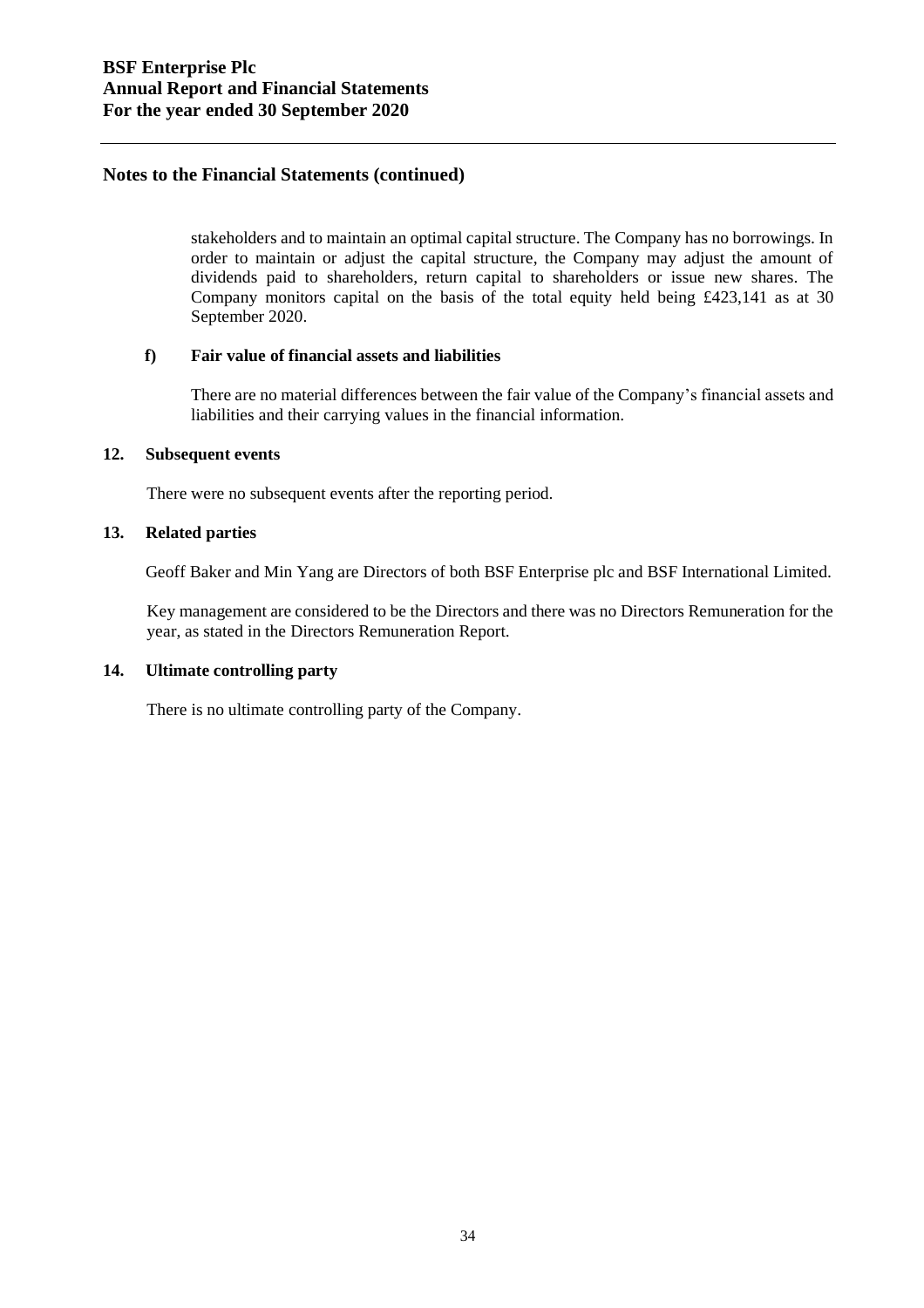## Notes to the Financial Statements (continued)

stakeholders and to maintain an optimal capital structure. The Company has no borrowings. In order to maintain or adjust the capital structure, the Company may adjust the amount of dividends paid to shareholders, return capital to shareholders or issue new shares. The Company monitors capital on the basis of the total equity held being £423,141 as at 30 September 2020.

**f) Fair value of financial assets and liabilities**

There are no material differences between the fair value of the Company's financial assets and liabilities and their carrying values in the financial information.

### 12. Subsequent events

There were no subsequent events after the reporting period.

### 13. Related parties

Geoff Baker and Min Yang are Directors of both BSF Enterprise plc and BSF International Limited.

Key management are considered to be the Directors and there was no Directors Remuneration for the year, as stated in the Directors Remuneration Report.

### 14. Ultimate controlling party

There is no ultimate controlling party of the Company.